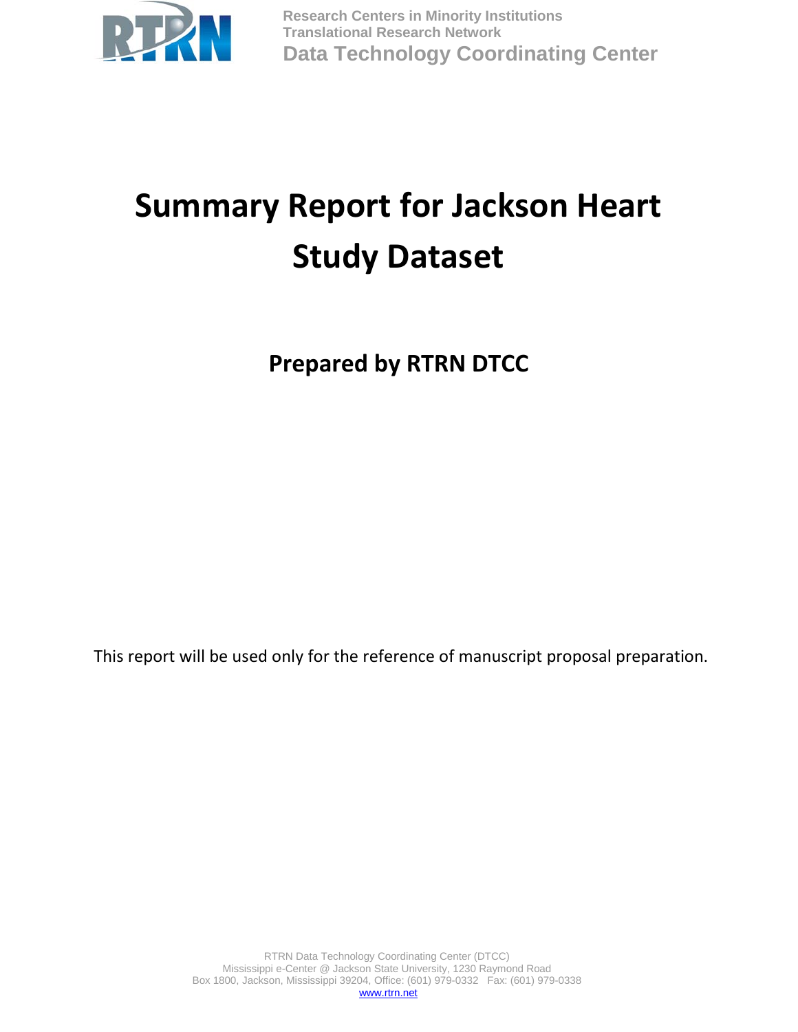Research Centers in Minority Institutions
Translational Research Network
**Data Technology Coordinating Center**

# Summary Report for Jackson Heart Study Dataset

## Prepared by RTRN DTCC

This report will be used only for the reference of manuscript proposal preparation.

RTRN Data Technology Coordinating Center (DTCC)
Mississippi e-Center @ Jackson State University, 1230 Raymond Road
Box 1800, Jackson, Mississippi 39204, Office: (601) 979-0332 Fax: (601) 979-0338
www.rtrn.net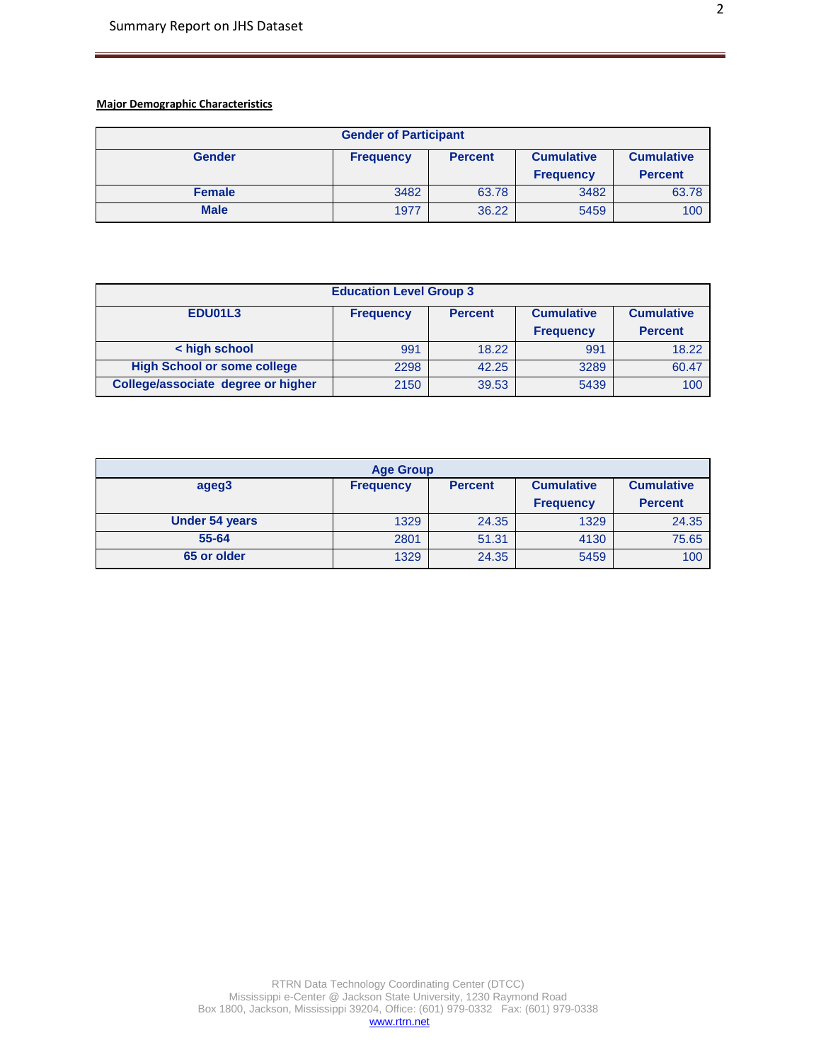**Major Demographic Characteristics**

| Gender of Participant | | | | |
|---|---|---|---|---|
| **Gender** | **Frequency** | **Percent** | **Cumulative Frequency** | **Cumulative Percent** |
| **Female** | 3482 | 63.78 | 3482 | 63.78 |
| **Male** | 1977 | 36.22 | 5459 | 100 |

| Education Level Group 3 | | | | |
|---|---|---|---|---|
| **EDU01L3** | **Frequency** | **Percent** | **Cumulative Frequency** | **Cumulative Percent** |
| **< high school** | 991 | 18.22 | 991 | 18.22 |
| **High School or some college** | 2298 | 42.25 | 3289 | 60.47 |
| **College/associate degree or higher** | 2150 | 39.53 | 5439 | 100 |

| Age Group | | | | |
|---|---|---|---|---|
| **ageg3** | **Frequency** | **Percent** | **Cumulative Frequency** | **Cumulative Percent** |
| **Under 54 years** | 1329 | 24.35 | 1329 | 24.35 |
| **55-64** | 2801 | 51.31 | 4130 | 75.65 |
| **65 or older** | 1329 | 24.35 | 5459 | 100 |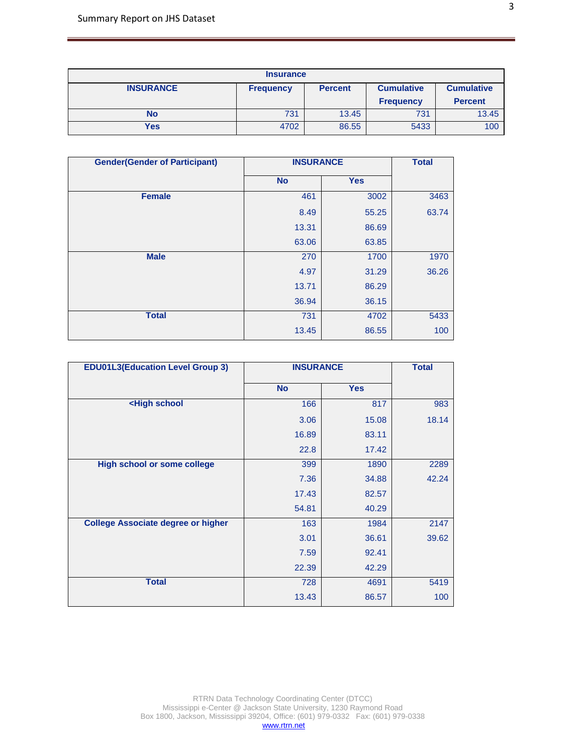| Insurance | | | | |
|---|---|---|---|---|
| **INSURANCE** | **Frequency** | **Percent** | **Cumulative Frequency** | **Cumulative Percent** |
| **No** | 731 | 13.45 | 731 | 13.45 |
| **Yes** | 4702 | 86.55 | 5433 | 100 |

| Gender(Gender of Participant) | INSURANCE | | Total |
|---|---|---|---|
| | **No** | **Yes** | |
| **Female** | 461 | 3002 | 3463 |
| | 8.49 | 55.25 | 63.74 |
| | 13.31 | 86.69 | |
| | 63.06 | 63.85 | |
| **Male** | 270 | 1700 | 1970 |
| | 4.97 | 31.29 | 36.26 |
| | 13.71 | 86.29 | |
| | 36.94 | 36.15 | |
| **Total** | 731 | 4702 | 5433 |
| | 13.45 | 86.55 | 100 |

| EDU01L3(Education Level Group 3) | INSURANCE | | Total |
|---|---|---|---|
| | **No** | **Yes** | |
| **<High school** | 166 | 817 | 983 |
| | 3.06 | 15.08 | 18.14 |
| | 16.89 | 83.11 | |
| | 22.8 | 17.42 | |
| **High school or some college** | 399 | 1890 | 2289 |
| | 7.36 | 34.88 | 42.24 |
| | 17.43 | 82.57 | |
| | 54.81 | 40.29 | |
| **College Associate degree or higher** | 163 | 1984 | 2147 |
| | 3.01 | 36.61 | 39.62 |
| | 7.59 | 92.41 | |
| | 22.39 | 42.29 | |
| **Total** | 728 | 4691 | 5419 |
| | 13.43 | 86.57 | 100 |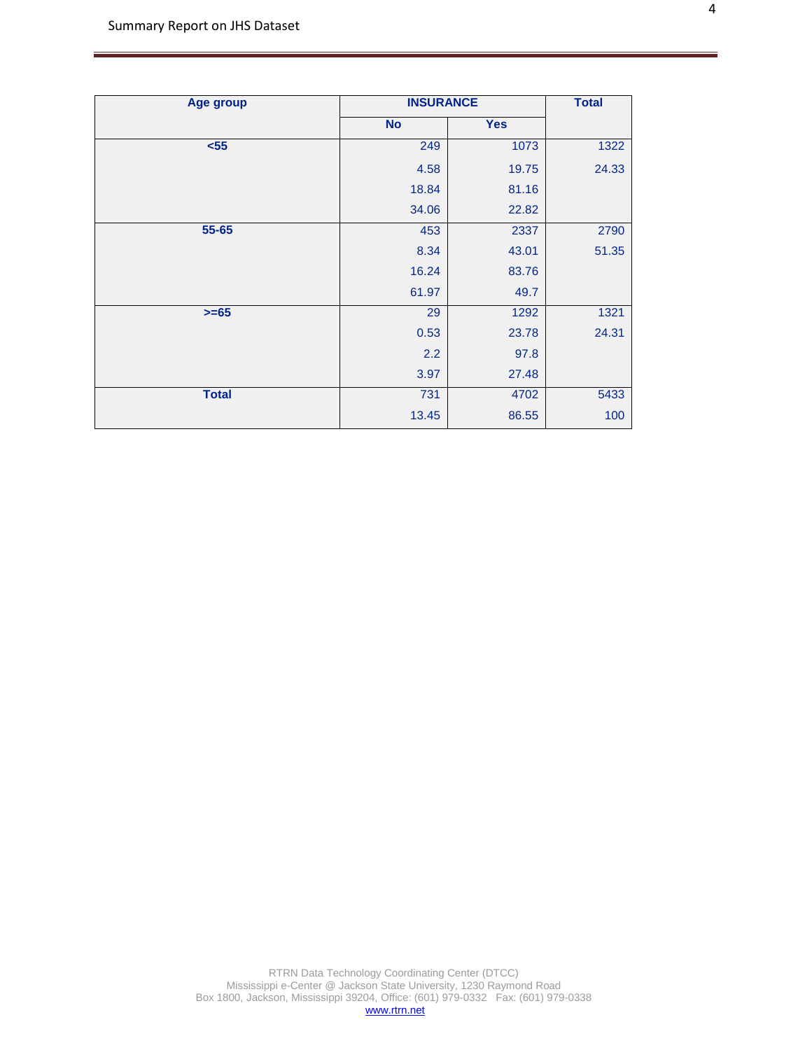| Age group | INSURANCE | | Total |
|---|---|---|---|
| | No | Yes | |
| <55 | 249 | 1073 | 1322 |
| | 4.58 | 19.75 | 24.33 |
| | 18.84 | 81.16 | |
| | 34.06 | 22.82 | |
| 55-65 | 453 | 2337 | 2790 |
| | 8.34 | 43.01 | 51.35 |
| | 16.24 | 83.76 | |
| | 61.97 | 49.7 | |
| >=65 | 29 | 1292 | 1321 |
| | 0.53 | 23.78 | 24.31 |
| | 2.2 | 97.8 | |
| | 3.97 | 27.48 | |
| Total | 731 | 4702 | 5433 |
| | 13.45 | 86.55 | 100 |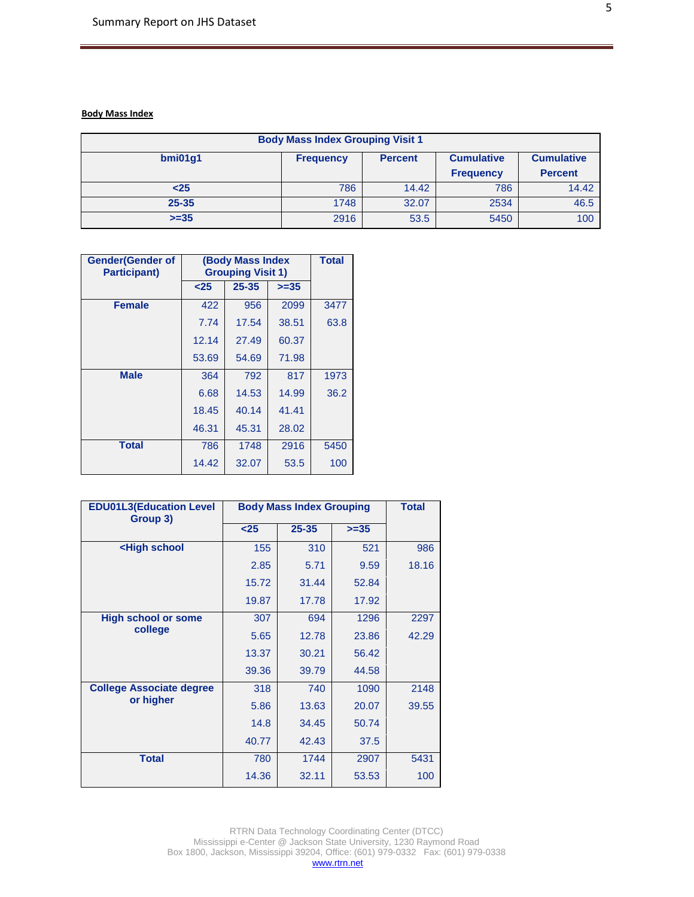## Body Mass Index

| Body Mass Index Grouping Visit 1 | | | | |
|---|---|---|---|---|
| bmi01g1 | Frequency | Percent | Cumulative Frequency | Cumulative Percent |
| <25 | 786 | 14.42 | 786 | 14.42 |
| 25-35 | 1748 | 32.07 | 2534 | 46.5 |
| >=35 | 2916 | 53.5 | 5450 | 100 |

| Gender(Gender of Participant) | (Body Mass Index Grouping Visit 1) | | | Total |
|---|---|---|---|---|
| | <25 | 25-35 | >=35 | |
| Female | 422 | 956 | 2099 | 3477 |
| | 7.74 | 17.54 | 38.51 | 63.8 |
| | 12.14 | 27.49 | 60.37 | |
| | 53.69 | 54.69 | 71.98 | |
| Male | 364 | 792 | 817 | 1973 |
| | 6.68 | 14.53 | 14.99 | 36.2 |
| | 18.45 | 40.14 | 41.41 | |
| | 46.31 | 45.31 | 28.02 | |
| Total | 786 | 1748 | 2916 | 5450 |
| | 14.42 | 32.07 | 53.5 | 100 |

| EDU01L3(Education Level Group 3) | Body Mass Index Grouping | | | Total |
|---|---|---|---|---|
| | <25 | 25-35 | >=35 | |
| <High school | 155 | 310 | 521 | 986 |
| | 2.85 | 5.71 | 9.59 | 18.16 |
| | 15.72 | 31.44 | 52.84 | |
| | 19.87 | 17.78 | 17.92 | |
| High school or some college | 307 | 694 | 1296 | 2297 |
| | 5.65 | 12.78 | 23.86 | 42.29 |
| | 13.37 | 30.21 | 56.42 | |
| | 39.36 | 39.79 | 44.58 | |
| College Associate degree or higher | 318 | 740 | 1090 | 2148 |
| | 5.86 | 13.63 | 20.07 | 39.55 |
| | 14.8 | 34.45 | 50.74 | |
| | 40.77 | 42.43 | 37.5 | |
| Total | 780 | 1744 | 2907 | 5431 |
| | 14.36 | 32.11 | 53.53 | 100 |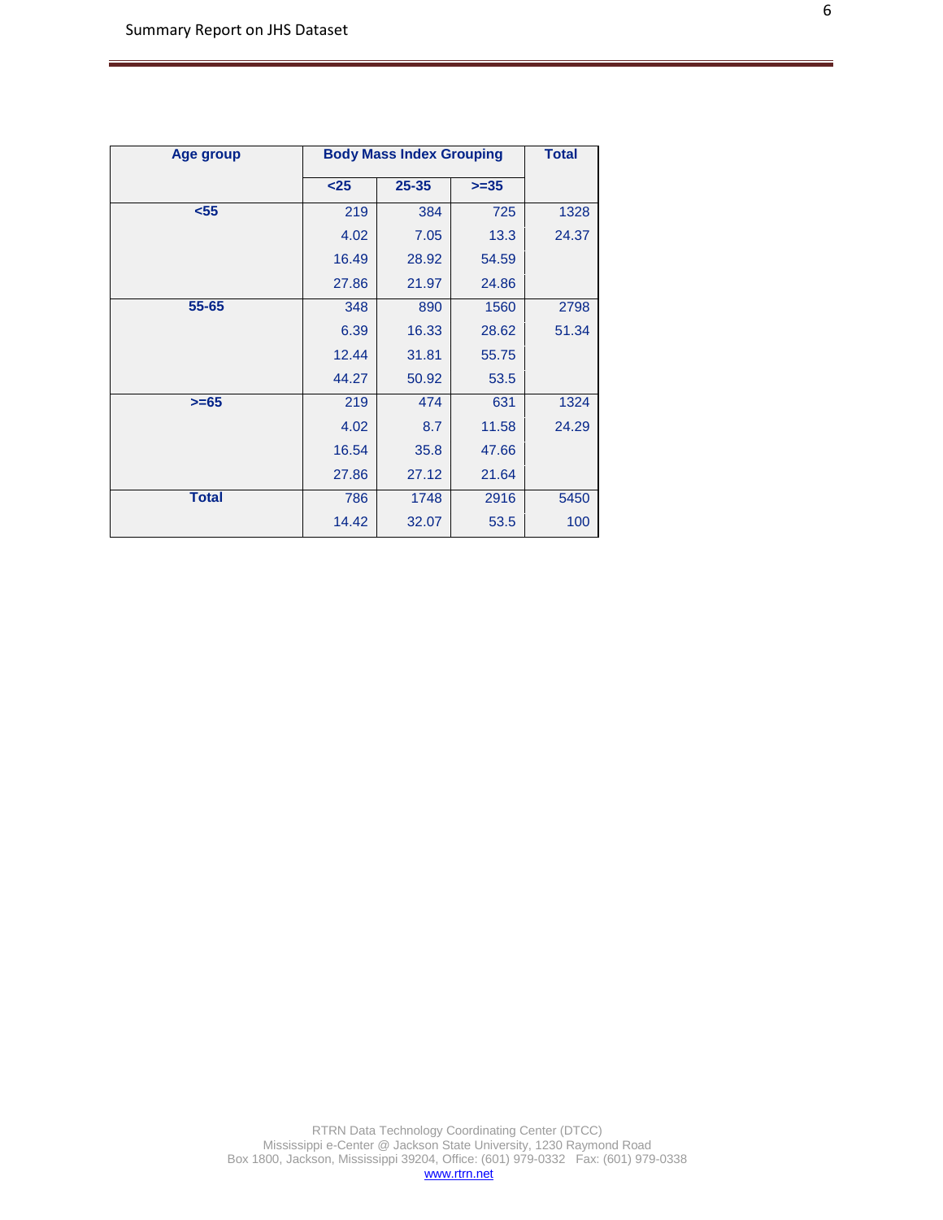| Age group | Body Mass Index Grouping | | | Total |
|---|---|---|---|---|
| | <25 | 25-35 | >=35 | |
| <55 | 219 | 384 | 725 | 1328 |
| | 4.02 | 7.05 | 13.3 | 24.37 |
| | 16.49 | 28.92 | 54.59 | |
| | 27.86 | 21.97 | 24.86 | |
| 55-65 | 348 | 890 | 1560 | 2798 |
| | 6.39 | 16.33 | 28.62 | 51.34 |
| | 12.44 | 31.81 | 55.75 | |
| | 44.27 | 50.92 | 53.5 | |
| >=65 | 219 | 474 | 631 | 1324 |
| | 4.02 | 8.7 | 11.58 | 24.29 |
| | 16.54 | 35.8 | 47.66 | |
| | 27.86 | 27.12 | 21.64 | |
| Total | 786 | 1748 | 2916 | 5450 |
| | 14.42 | 32.07 | 53.5 | 100 |

RTRN Data Technology Coordinating Center (DTCC)
Mississippi e-Center @ Jackson State University, 1230 Raymond Road
Box 1800, Jackson, Mississippi 39204, Office: (601) 979-0332 Fax: (601) 979-0338
www.rtrn.net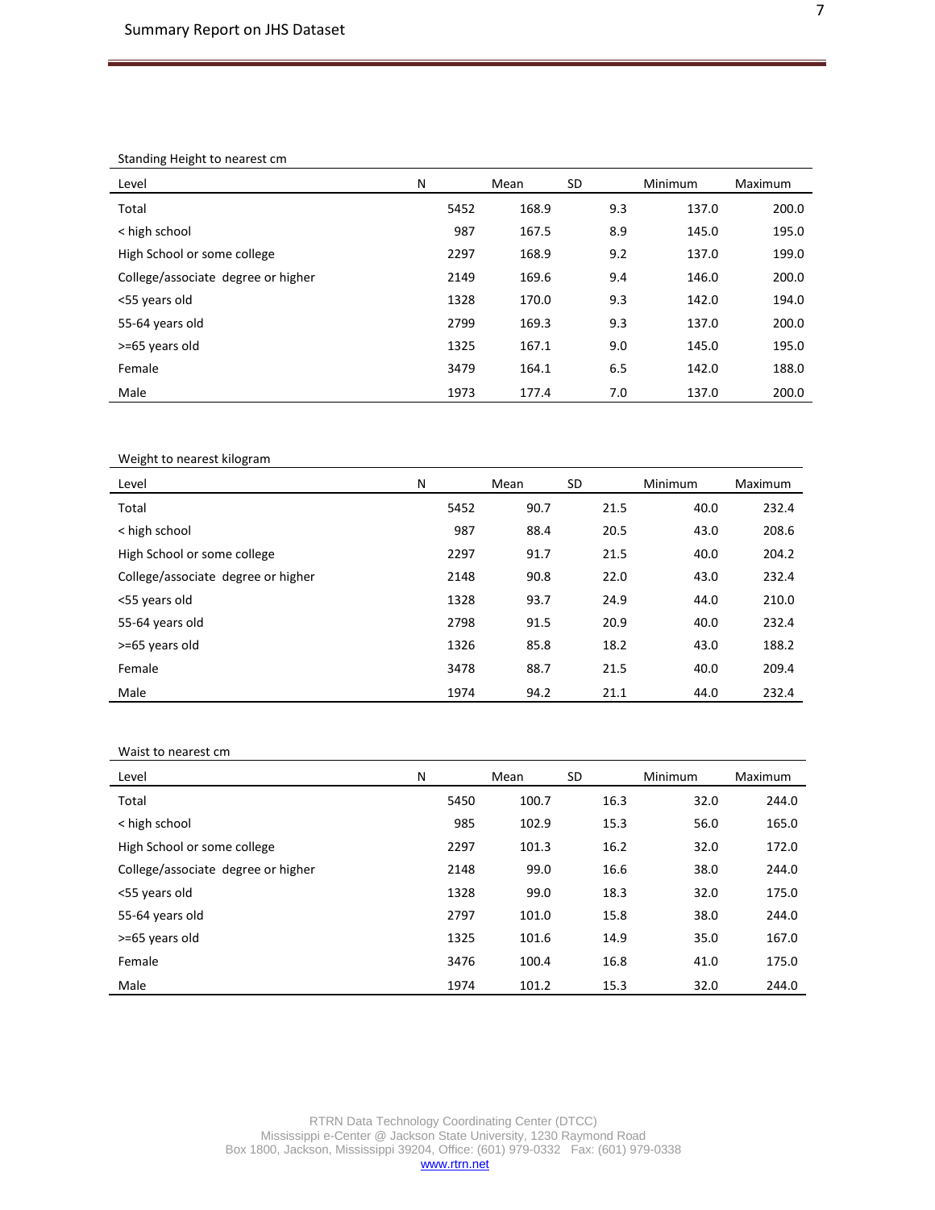Standing Height to nearest cm

| Level | N | Mean | SD | Minimum | Maximum |
|---|---|---|---|---|---|
| Total | 5452 | 168.9 | 9.3 | 137.0 | 200.0 |
| < high school | 987 | 167.5 | 8.9 | 145.0 | 195.0 |
| High School or some college | 2297 | 168.9 | 9.2 | 137.0 | 199.0 |
| College/associate degree or higher | 2149 | 169.6 | 9.4 | 146.0 | 200.0 |
| <55 years old | 1328 | 170.0 | 9.3 | 142.0 | 194.0 |
| 55-64 years old | 2799 | 169.3 | 9.3 | 137.0 | 200.0 |
| >=65 years old | 1325 | 167.1 | 9.0 | 145.0 | 195.0 |
| Female | 3479 | 164.1 | 6.5 | 142.0 | 188.0 |
| Male | 1973 | 177.4 | 7.0 | 137.0 | 200.0 |

Weight to nearest kilogram

| Level | N | Mean | SD | Minimum | Maximum |
|---|---|---|---|---|---|
| Total | 5452 | 90.7 | 21.5 | 40.0 | 232.4 |
| < high school | 987 | 88.4 | 20.5 | 43.0 | 208.6 |
| High School or some college | 2297 | 91.7 | 21.5 | 40.0 | 204.2 |
| College/associate degree or higher | 2148 | 90.8 | 22.0 | 43.0 | 232.4 |
| <55 years old | 1328 | 93.7 | 24.9 | 44.0 | 210.0 |
| 55-64 years old | 2798 | 91.5 | 20.9 | 40.0 | 232.4 |
| >=65 years old | 1326 | 85.8 | 18.2 | 43.0 | 188.2 |
| Female | 3478 | 88.7 | 21.5 | 40.0 | 209.4 |
| Male | 1974 | 94.2 | 21.1 | 44.0 | 232.4 |

Waist to nearest cm

| Level | N | Mean | SD | Minimum | Maximum |
|---|---|---|---|---|---|
| Total | 5450 | 100.7 | 16.3 | 32.0 | 244.0 |
| < high school | 985 | 102.9 | 15.3 | 56.0 | 165.0 |
| High School or some college | 2297 | 101.3 | 16.2 | 32.0 | 172.0 |
| College/associate degree or higher | 2148 | 99.0 | 16.6 | 38.0 | 244.0 |
| <55 years old | 1328 | 99.0 | 18.3 | 32.0 | 175.0 |
| 55-64 years old | 2797 | 101.0 | 15.8 | 38.0 | 244.0 |
| >=65 years old | 1325 | 101.6 | 14.9 | 35.0 | 167.0 |
| Female | 3476 | 100.4 | 16.8 | 41.0 | 175.0 |
| Male | 1974 | 101.2 | 15.3 | 32.0 | 244.0 |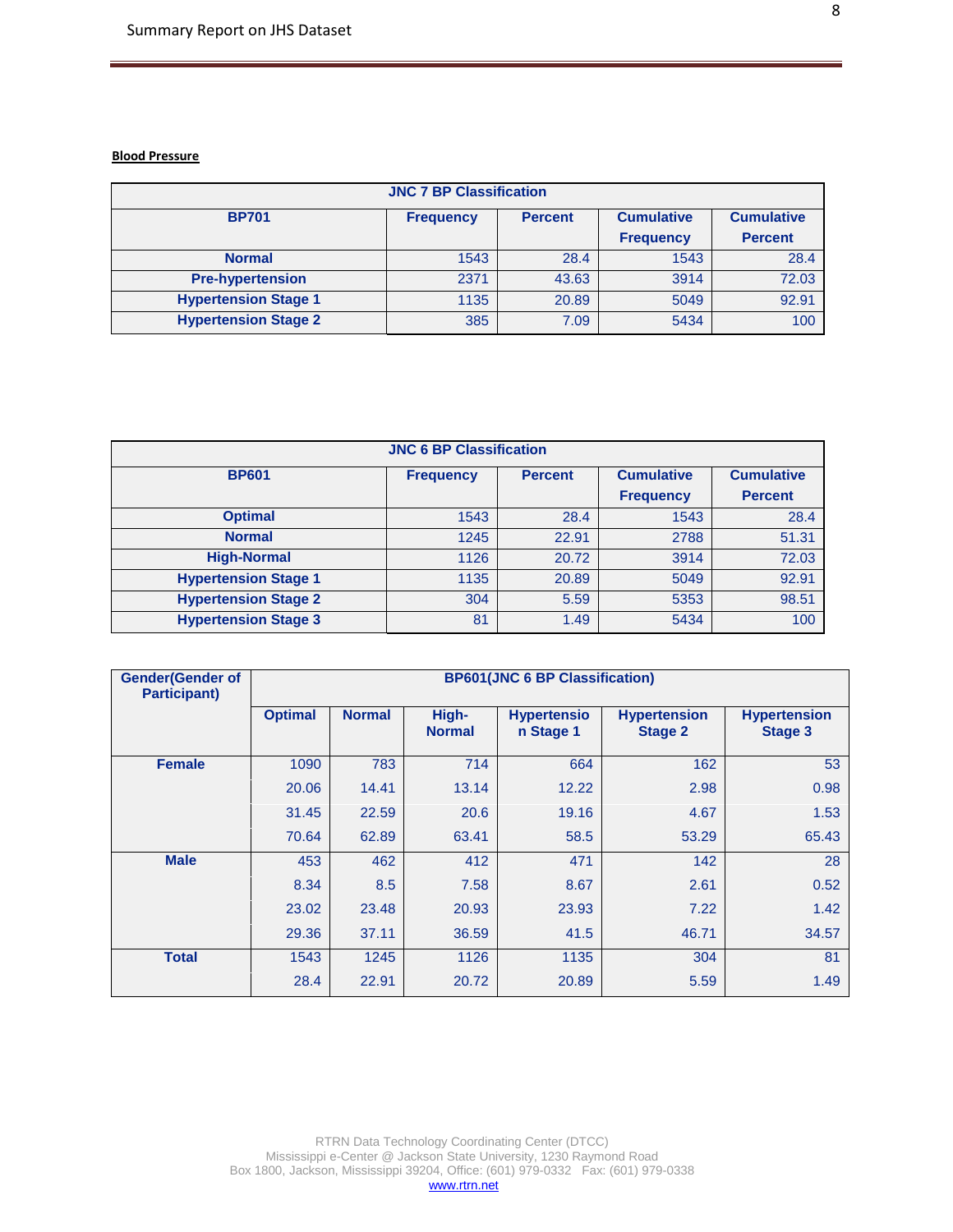**Blood Pressure**

| JNC 7 BP Classification | | | | |
|---|---|---|---|---|
| **BP701** | **Frequency** | **Percent** | **Cumulative Frequency** | **Cumulative Percent** |
| **Normal** | 1543 | 28.4 | 1543 | 28.4 |
| **Pre-hypertension** | 2371 | 43.63 | 3914 | 72.03 |
| **Hypertension Stage 1** | 1135 | 20.89 | 5049 | 92.91 |
| **Hypertension Stage 2** | 385 | 7.09 | 5434 | 100 |

| JNC 6 BP Classification | | | | |
|---|---|---|---|---|
| **BP601** | **Frequency** | **Percent** | **Cumulative Frequency** | **Cumulative Percent** |
| **Optimal** | 1543 | 28.4 | 1543 | 28.4 |
| **Normal** | 1245 | 22.91 | 2788 | 51.31 |
| **High-Normal** | 1126 | 20.72 | 3914 | 72.03 |
| **Hypertension Stage 1** | 1135 | 20.89 | 5049 | 92.91 |
| **Hypertension Stage 2** | 304 | 5.59 | 5353 | 98.51 |
| **Hypertension Stage 3** | 81 | 1.49 | 5434 | 100 |

| **Gender(Gender of Participant)** | **BP601(JNC 6 BP Classification)** | | | | | |
|---|---|---|---|---|---|---|
| | **Optimal** | **Normal** | **High-Normal** | **Hypertension Stage 1** | **Hypertension Stage 2** | **Hypertension Stage 3** |
| **Female** | 1090 | 783 | 714 | 664 | 162 | 53 |
| | 20.06 | 14.41 | 13.14 | 12.22 | 2.98 | 0.98 |
| | 31.45 | 22.59 | 20.6 | 19.16 | 4.67 | 1.53 |
| | 70.64 | 62.89 | 63.41 | 58.5 | 53.29 | 65.43 |
| **Male** | 453 | 462 | 412 | 471 | 142 | 28 |
| | 8.34 | 8.5 | 7.58 | 8.67 | 2.61 | 0.52 |
| | 23.02 | 23.48 | 20.93 | 23.93 | 7.22 | 1.42 |
| | 29.36 | 37.11 | 36.59 | 41.5 | 46.71 | 34.57 |
| **Total** | 1543 | 1245 | 1126 | 1135 | 304 | 81 |
| | 28.4 | 22.91 | 20.72 | 20.89 | 5.59 | 1.49 |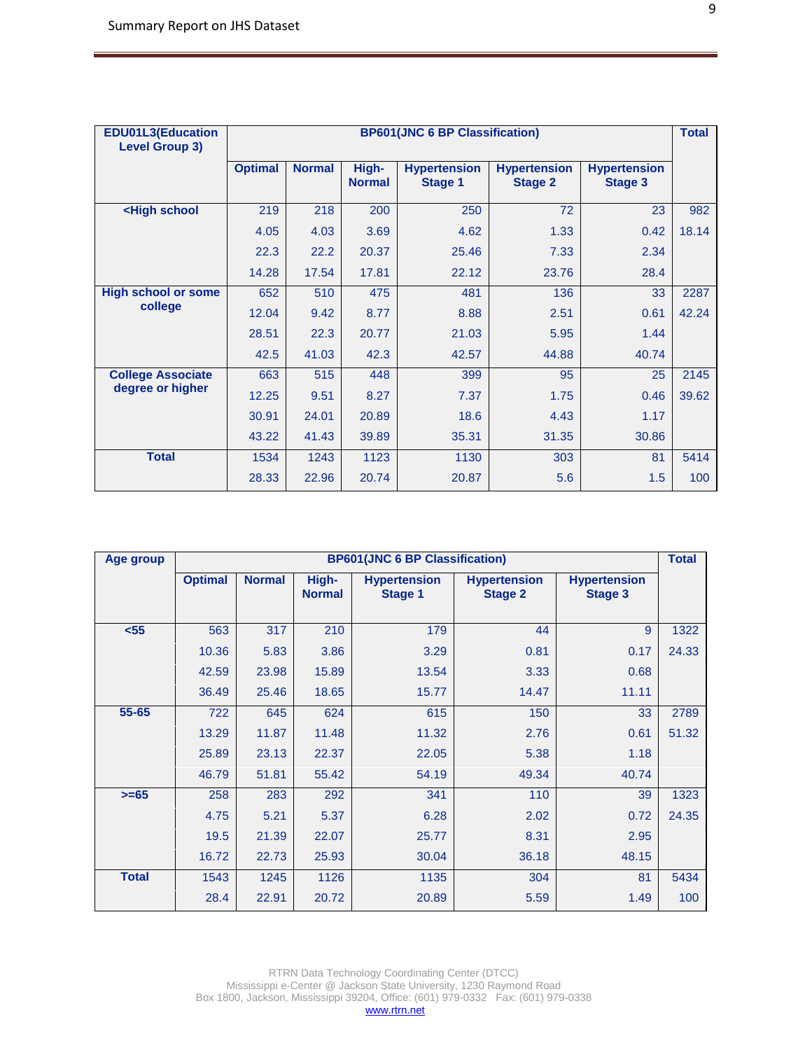| EDU01L3(Education Level Group 3) | BP601(JNC 6 BP Classification) | | | | | | Total |
|---|---|---|---|---|---|---|---|
| | Optimal | Normal | High-Normal | Hypertension Stage 1 | Hypertension Stage 2 | Hypertension Stage 3 | |
| <High school | 219 | 218 | 200 | 250 | 72 | 23 | 982 |
| | 4.05 | 4.03 | 3.69 | 4.62 | 1.33 | 0.42 | 18.14 |
| | 22.3 | 22.2 | 20.37 | 25.46 | 7.33 | 2.34 | |
| | 14.28 | 17.54 | 17.81 | 22.12 | 23.76 | 28.4 | |
| High school or some college | 652 | 510 | 475 | 481 | 136 | 33 | 2287 |
| | 12.04 | 9.42 | 8.77 | 8.88 | 2.51 | 0.61 | 42.24 |
| | 28.51 | 22.3 | 20.77 | 21.03 | 5.95 | 1.44 | |
| | 42.5 | 41.03 | 42.3 | 42.57 | 44.88 | 40.74 | |
| College Associate degree or higher | 663 | 515 | 448 | 399 | 95 | 25 | 2145 |
| | 12.25 | 9.51 | 8.27 | 7.37 | 1.75 | 0.46 | 39.62 |
| | 30.91 | 24.01 | 20.89 | 18.6 | 4.43 | 1.17 | |
| | 43.22 | 41.43 | 39.89 | 35.31 | 31.35 | 30.86 | |
| Total | 1534 | 1243 | 1123 | 1130 | 303 | 81 | 5414 |
| | 28.33 | 22.96 | 20.74 | 20.87 | 5.6 | 1.5 | 100 |

| Age group | BP601(JNC 6 BP Classification) | | | | | | Total |
|---|---|---|---|---|---|---|---|
| | Optimal | Normal | High-Normal | Hypertension Stage 1 | Hypertension Stage 2 | Hypertension Stage 3 | |
| <55 | 563 | 317 | 210 | 179 | 44 | 9 | 1322 |
| | 10.36 | 5.83 | 3.86 | 3.29 | 0.81 | 0.17 | 24.33 |
| | 42.59 | 23.98 | 15.89 | 13.54 | 3.33 | 0.68 | |
| | 36.49 | 25.46 | 18.65 | 15.77 | 14.47 | 11.11 | |
| 55-65 | 722 | 645 | 624 | 615 | 150 | 33 | 2789 |
| | 13.29 | 11.87 | 11.48 | 11.32 | 2.76 | 0.61 | 51.32 |
| | 25.89 | 23.13 | 22.37 | 22.05 | 5.38 | 1.18 | |
| | 46.79 | 51.81 | 55.42 | 54.19 | 49.34 | 40.74 | |
| >=65 | 258 | 283 | 292 | 341 | 110 | 39 | 1323 |
| | 4.75 | 5.21 | 5.37 | 6.28 | 2.02 | 0.72 | 24.35 |
| | 19.5 | 21.39 | 22.07 | 25.77 | 8.31 | 2.95 | |
| | 16.72 | 22.73 | 25.93 | 30.04 | 36.18 | 48.15 | |
| Total | 1543 | 1245 | 1126 | 1135 | 304 | 81 | 5434 |
| | 28.4 | 22.91 | 20.72 | 20.89 | 5.59 | 1.49 | 100 |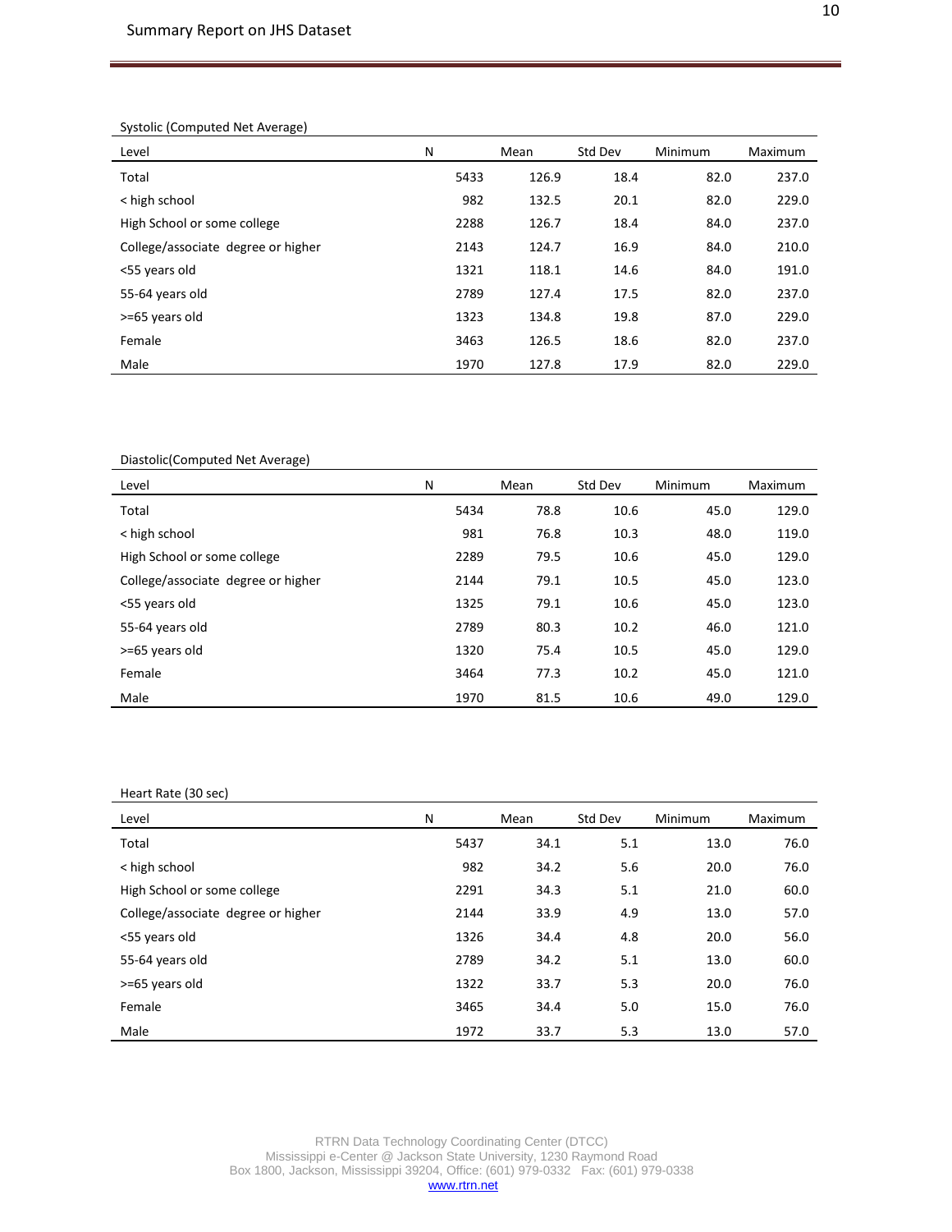Systolic (Computed Net Average)

| Level | N | Mean | Std Dev | Minimum | Maximum |
|---|---|---|---|---|---|
| Total | 5433 | 126.9 | 18.4 | 82.0 | 237.0 |
| < high school | 982 | 132.5 | 20.1 | 82.0 | 229.0 |
| High School or some college | 2288 | 126.7 | 18.4 | 84.0 | 237.0 |
| College/associate degree or higher | 2143 | 124.7 | 16.9 | 84.0 | 210.0 |
| <55 years old | 1321 | 118.1 | 14.6 | 84.0 | 191.0 |
| 55-64 years old | 2789 | 127.4 | 17.5 | 82.0 | 237.0 |
| >=65 years old | 1323 | 134.8 | 19.8 | 87.0 | 229.0 |
| Female | 3463 | 126.5 | 18.6 | 82.0 | 237.0 |
| Male | 1970 | 127.8 | 17.9 | 82.0 | 229.0 |

Diastolic(Computed Net Average)

| Level | N | Mean | Std Dev | Minimum | Maximum |
|---|---|---|---|---|---|
| Total | 5434 | 78.8 | 10.6 | 45.0 | 129.0 |
| < high school | 981 | 76.8 | 10.3 | 48.0 | 119.0 |
| High School or some college | 2289 | 79.5 | 10.6 | 45.0 | 129.0 |
| College/associate degree or higher | 2144 | 79.1 | 10.5 | 45.0 | 123.0 |
| <55 years old | 1325 | 79.1 | 10.6 | 45.0 | 123.0 |
| 55-64 years old | 2789 | 80.3 | 10.2 | 46.0 | 121.0 |
| >=65 years old | 1320 | 75.4 | 10.5 | 45.0 | 129.0 |
| Female | 3464 | 77.3 | 10.2 | 45.0 | 121.0 |
| Male | 1970 | 81.5 | 10.6 | 49.0 | 129.0 |

Heart Rate (30 sec)

| Level | N | Mean | Std Dev | Minimum | Maximum |
|---|---|---|---|---|---|
| Total | 5437 | 34.1 | 5.1 | 13.0 | 76.0 |
| < high school | 982 | 34.2 | 5.6 | 20.0 | 76.0 |
| High School or some college | 2291 | 34.3 | 5.1 | 21.0 | 60.0 |
| College/associate degree or higher | 2144 | 33.9 | 4.9 | 13.0 | 57.0 |
| <55 years old | 1326 | 34.4 | 4.8 | 20.0 | 56.0 |
| 55-64 years old | 2789 | 34.2 | 5.1 | 13.0 | 60.0 |
| >=65 years old | 1322 | 33.7 | 5.3 | 20.0 | 76.0 |
| Female | 3465 | 34.4 | 5.0 | 15.0 | 76.0 |
| Male | 1972 | 33.7 | 5.3 | 13.0 | 57.0 |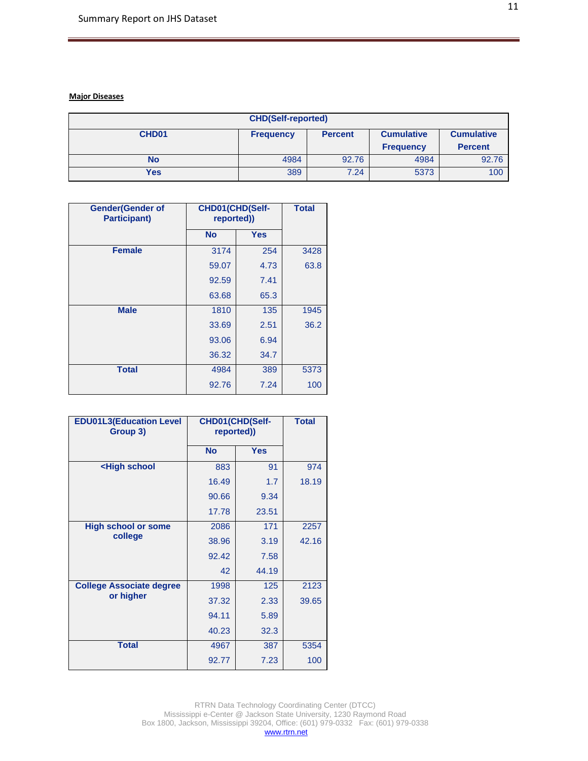**Major Diseases**

| CHD(Self-reported) | | | | |
|---|---|---|---|---|
| CHD01 | Frequency | Percent | Cumulative Frequency | Cumulative Percent |
| No | 4984 | 92.76 | 4984 | 92.76 |
| Yes | 389 | 7.24 | 5373 | 100 |

| Gender(Gender of Participant) | CHD01(CHD(Self-reported)) | | Total |
|---|---|---|---|
| | No | Yes | |
| Female | 3174 | 254 | 3428 |
| | 59.07 | 4.73 | 63.8 |
| | 92.59 | 7.41 | |
| | 63.68 | 65.3 | |
| Male | 1810 | 135 | 1945 |
| | 33.69 | 2.51 | 36.2 |
| | 93.06 | 6.94 | |
| | 36.32 | 34.7 | |
| Total | 4984 | 389 | 5373 |
| | 92.76 | 7.24 | 100 |

| EDU01L3(Education Level Group 3) | CHD01(CHD(Self-reported)) | | Total |
|---|---|---|---|
| | No | Yes | |
| <High school | 883 | 91 | 974 |
| | 16.49 | 1.7 | 18.19 |
| | 90.66 | 9.34 | |
| | 17.78 | 23.51 | |
| High school or some college | 2086 | 171 | 2257 |
| | 38.96 | 3.19 | 42.16 |
| | 92.42 | 7.58 | |
| | 42 | 44.19 | |
| College Associate degree or higher | 1998 | 125 | 2123 |
| | 37.32 | 2.33 | 39.65 |
| | 94.11 | 5.89 | |
| | 40.23 | 32.3 | |
| Total | 4967 | 387 | 5354 |
| | 92.77 | 7.23 | 100 |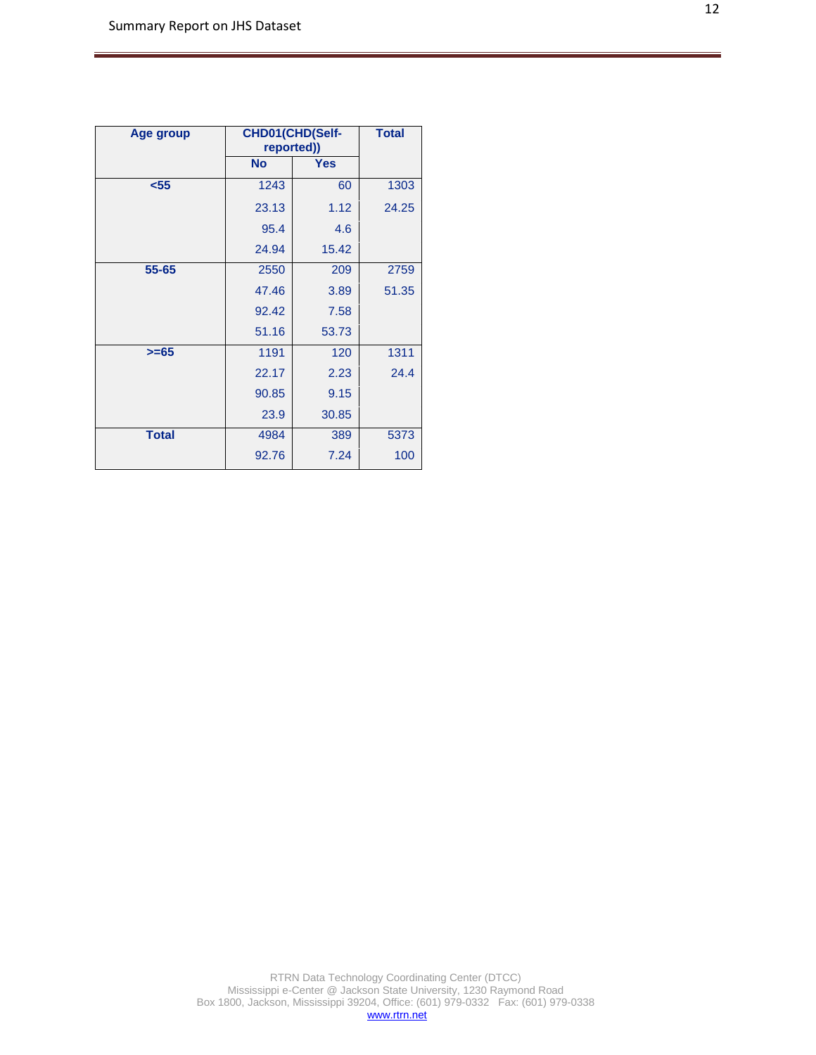| Age group | CHD01(CHD(Self-reported)) | | Total |
|---|---|---|---|
| | No | Yes | |
| <55 | 1243 | 60 | 1303 |
| | 23.13 | 1.12 | 24.25 |
| | 95.4 | 4.6 | |
| | 24.94 | 15.42 | |
| 55-65 | 2550 | 209 | 2759 |
| | 47.46 | 3.89 | 51.35 |
| | 92.42 | 7.58 | |
| | 51.16 | 53.73 | |
| >=65 | 1191 | 120 | 1311 |
| | 22.17 | 2.23 | 24.4 |
| | 90.85 | 9.15 | |
| | 23.9 | 30.85 | |
| Total | 4984 | 389 | 5373 |
| | 92.76 | 7.24 | 100 |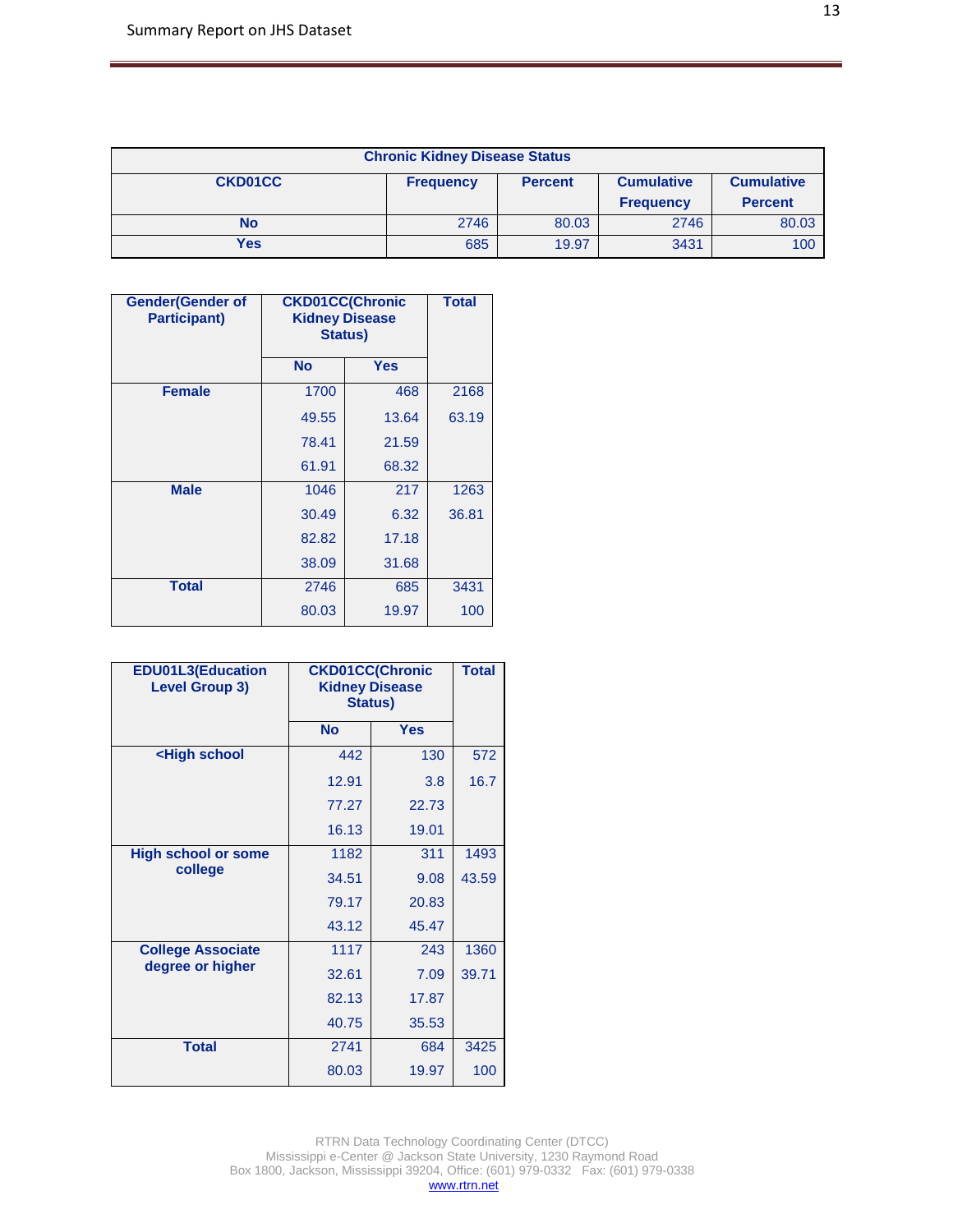| Chronic Kidney Disease Status | | | | |
|---|---|---|---|---|
| CKD01CC | Frequency | Percent | Cumulative Frequency | Cumulative Percent |
| No | 2746 | 80.03 | 2746 | 80.03 |
| Yes | 685 | 19.97 | 3431 | 100 |

| Gender(Gender of Participant) | CKD01CC(Chronic Kidney Disease Status) | | Total |
|---|---|---|---|
| | No | Yes | |
| Female | 1700 | 468 | 2168 |
| | 49.55 | 13.64 | 63.19 |
| | 78.41 | 21.59 | |
| | 61.91 | 68.32 | |
| Male | 1046 | 217 | 1263 |
| | 30.49 | 6.32 | 36.81 |
| | 82.82 | 17.18 | |
| | 38.09 | 31.68 | |
| Total | 2746 | 685 | 3431 |
| | 80.03 | 19.97 | 100 |

| EDU01L3(Education Level Group 3) | CKD01CC(Chronic Kidney Disease Status) | | Total |
|---|---|---|---|
| | No | Yes | |
| <High school | 442 | 130 | 572 |
| | 12.91 | 3.8 | 16.7 |
| | 77.27 | 22.73 | |
| | 16.13 | 19.01 | |
| High school or some college | 1182 | 311 | 1493 |
| | 34.51 | 9.08 | 43.59 |
| | 79.17 | 20.83 | |
| | 43.12 | 45.47 | |
| College Associate degree or higher | 1117 | 243 | 1360 |
| | 32.61 | 7.09 | 39.71 |
| | 82.13 | 17.87 | |
| | 40.75 | 35.53 | |
| Total | 2741 | 684 | 3425 |
| | 80.03 | 19.97 | 100 |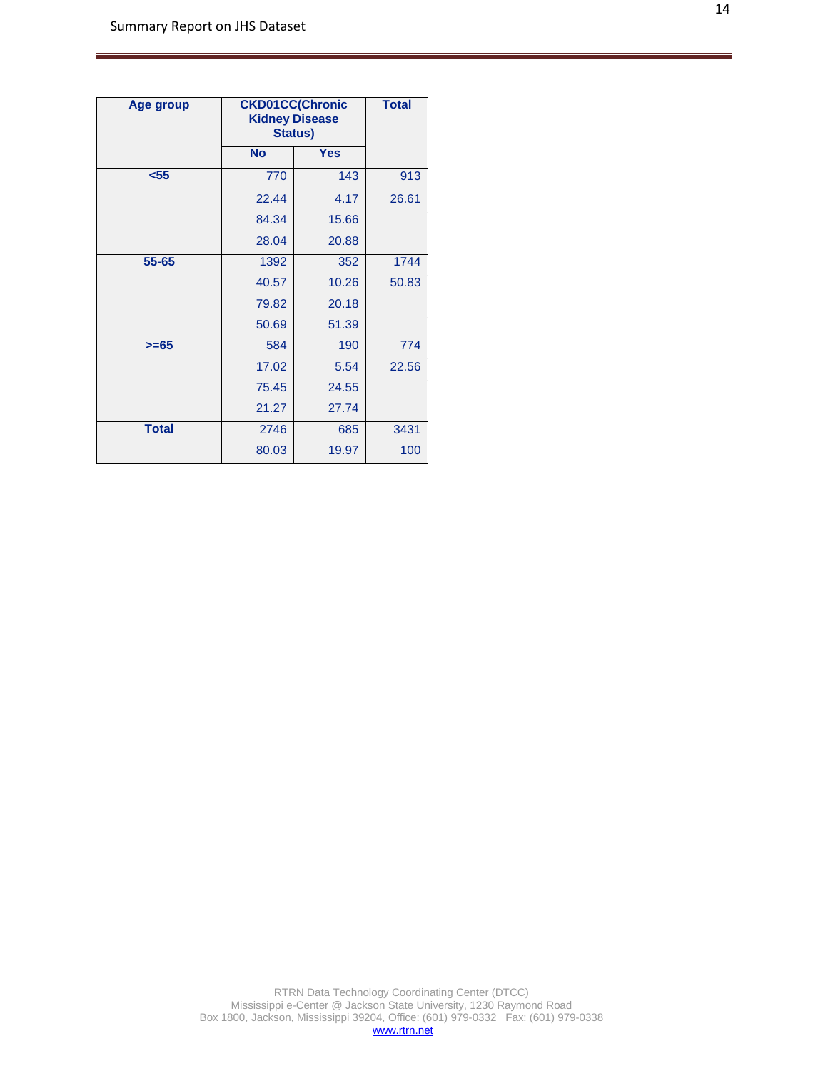| Age group | CKD01CC(Chronic Kidney Disease Status) | | Total |
|---|---|---|---|
| | No | Yes | |
| <55 | 770 | 143 | 913 |
| | 22.44 | 4.17 | 26.61 |
| | 84.34 | 15.66 | |
| | 28.04 | 20.88 | |
| 55-65 | 1392 | 352 | 1744 |
| | 40.57 | 10.26 | 50.83 |
| | 79.82 | 20.18 | |
| | 50.69 | 51.39 | |
| >=65 | 584 | 190 | 774 |
| | 17.02 | 5.54 | 22.56 |
| | 75.45 | 24.55 | |
| | 21.27 | 27.74 | |
| Total | 2746 | 685 | 3431 |
| | 80.03 | 19.97 | 100 |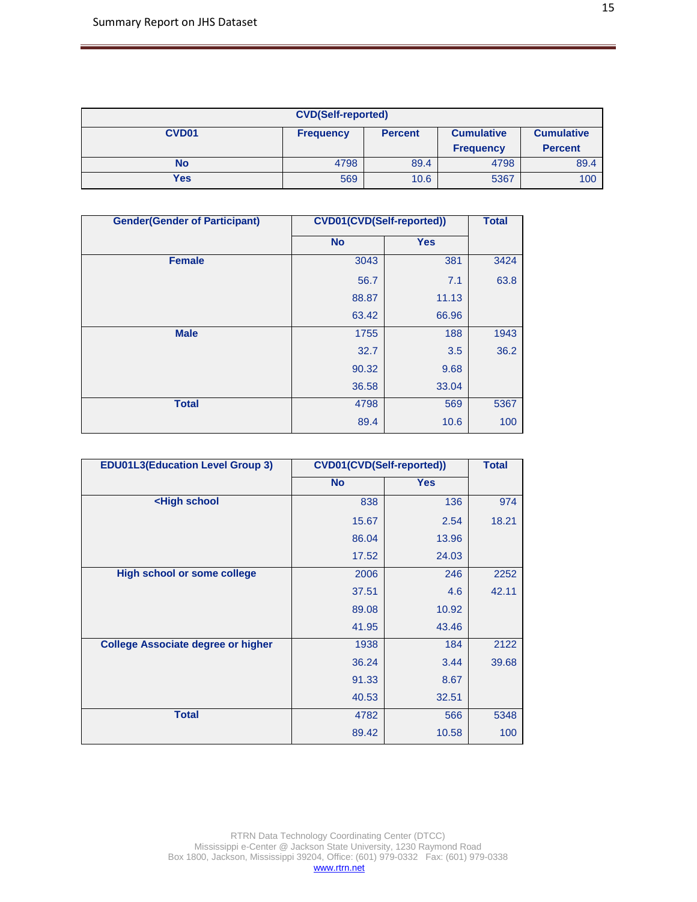| CVD(Self-reported) | | | | |
|---|---|---|---|---|
| CVD01 | Frequency | Percent | Cumulative Frequency | Cumulative Percent |
| No | 4798 | 89.4 | 4798 | 89.4 |
| Yes | 569 | 10.6 | 5367 | 100 |

| Gender(Gender of Participant) | CVD01(CVD(Self-reported)) | | Total |
|---|---|---|---|
| | No | Yes | |
| Female | 3043 | 381 | 3424 |
| | 56.7 | 7.1 | 63.8 |
| | 88.87 | 11.13 | |
| | 63.42 | 66.96 | |
| Male | 1755 | 188 | 1943 |
| | 32.7 | 3.5 | 36.2 |
| | 90.32 | 9.68 | |
| | 36.58 | 33.04 | |
| Total | 4798 | 569 | 5367 |
| | 89.4 | 10.6 | 100 |

| EDU01L3(Education Level Group 3) | CVD01(CVD(Self-reported)) | | Total |
|---|---|---|---|
| | No | Yes | |
| <High school | 838 | 136 | 974 |
| | 15.67 | 2.54 | 18.21 |
| | 86.04 | 13.96 | |
| | 17.52 | 24.03 | |
| High school or some college | 2006 | 246 | 2252 |
| | 37.51 | 4.6 | 42.11 |
| | 89.08 | 10.92 | |
| | 41.95 | 43.46 | |
| College Associate degree or higher | 1938 | 184 | 2122 |
| | 36.24 | 3.44 | 39.68 |
| | 91.33 | 8.67 | |
| | 40.53 | 32.51 | |
| Total | 4782 | 566 | 5348 |
| | 89.42 | 10.58 | 100 |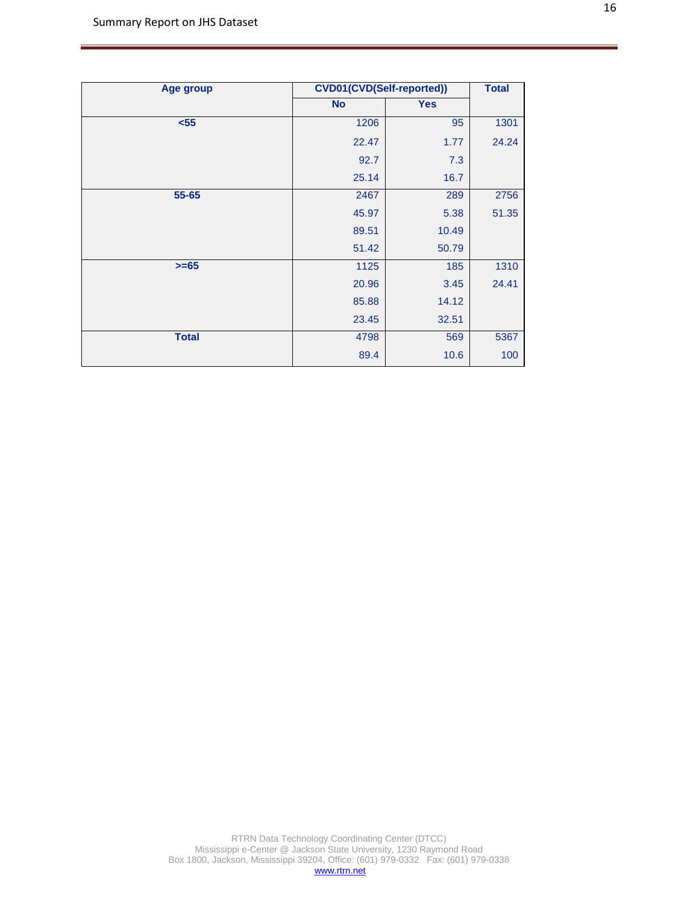| Age group | CVD01(CVD(Self-reported)) | | Total |
|---|---|---|---|
| | No | Yes | |
| <55 | 1206 | 95 | 1301 |
| | 22.47 | 1.77 | 24.24 |
| | 92.7 | 7.3 | |
| | 25.14 | 16.7 | |
| 55-65 | 2467 | 289 | 2756 |
| | 45.97 | 5.38 | 51.35 |
| | 89.51 | 10.49 | |
| | 51.42 | 50.79 | |
| >=65 | 1125 | 185 | 1310 |
| | 20.96 | 3.45 | 24.41 |
| | 85.88 | 14.12 | |
| | 23.45 | 32.51 | |
| Total | 4798 | 569 | 5367 |
| | 89.4 | 10.6 | 100 |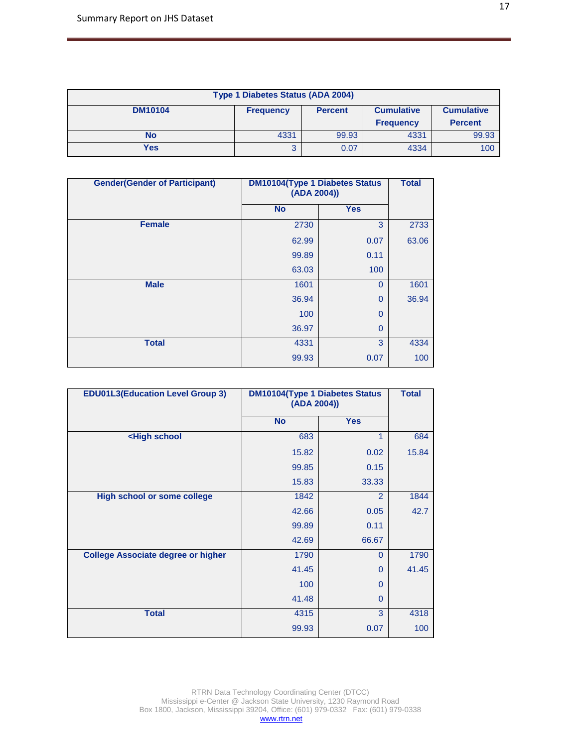| Type 1 Diabetes Status (ADA 2004) | | | | |
|---|---|---|---|---|
| **DM10104** | **Frequency** | **Percent** | **Cumulative Frequency** | **Cumulative Percent** |
| **No** | 4331 | 99.93 | 4331 | 99.93 |
| **Yes** | 3 | 0.07 | 4334 | 100 |

| Gender(Gender of Participant) | DM10104(Type 1 Diabetes Status (ADA 2004)) | | Total |
|---|---|---|---|
| | **No** | **Yes** | |
| **Female** | 2730 | 3 | 2733 |
| | 62.99 | 0.07 | 63.06 |
| | 99.89 | 0.11 | |
| | 63.03 | 100 | |
| **Male** | 1601 | 0 | 1601 |
| | 36.94 | 0 | 36.94 |
| | 100 | 0 | |
| | 36.97 | 0 | |
| **Total** | 4331 | 3 | 4334 |
| | 99.93 | 0.07 | 100 |

| EDU01L3(Education Level Group 3) | DM10104(Type 1 Diabetes Status (ADA 2004)) | | Total |
|---|---|---|---|
| | **No** | **Yes** | |
| **<High school** | 683 | 1 | 684 |
| | 15.82 | 0.02 | 15.84 |
| | 99.85 | 0.15 | |
| | 15.83 | 33.33 | |
| **High school or some college** | 1842 | 2 | 1844 |
| | 42.66 | 0.05 | 42.7 |
| | 99.89 | 0.11 | |
| | 42.69 | 66.67 | |
| **College Associate degree or higher** | 1790 | 0 | 1790 |
| | 41.45 | 0 | 41.45 |
| | 100 | 0 | |
| | 41.48 | 0 | |
| **Total** | 4315 | 3 | 4318 |
| | 99.93 | 0.07 | 100 |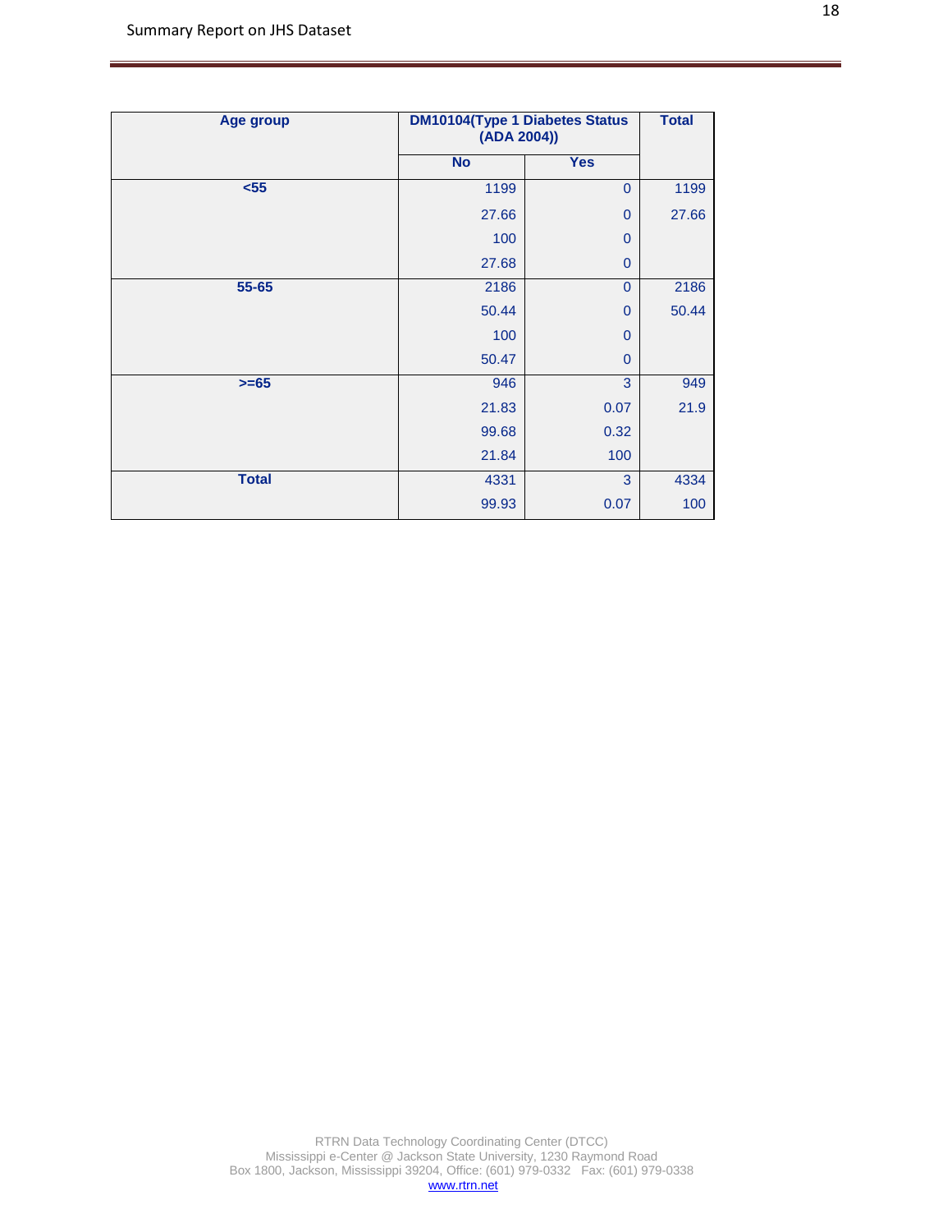| Age group | DM10104(Type 1 Diabetes Status (ADA 2004)) | | Total |
|---|---|---|---|
| | No | Yes | |
| <55 | 1199 | 0 | 1199 |
| | 27.66 | 0 | 27.66 |
| | 100 | 0 | |
| | 27.68 | 0 | |
| 55-65 | 2186 | 0 | 2186 |
| | 50.44 | 0 | 50.44 |
| | 100 | 0 | |
| | 50.47 | 0 | |
| >=65 | 946 | 3 | 949 |
| | 21.83 | 0.07 | 21.9 |
| | 99.68 | 0.32 | |
| | 21.84 | 100 | |
| Total | 4331 | 3 | 4334 |
| | 99.93 | 0.07 | 100 |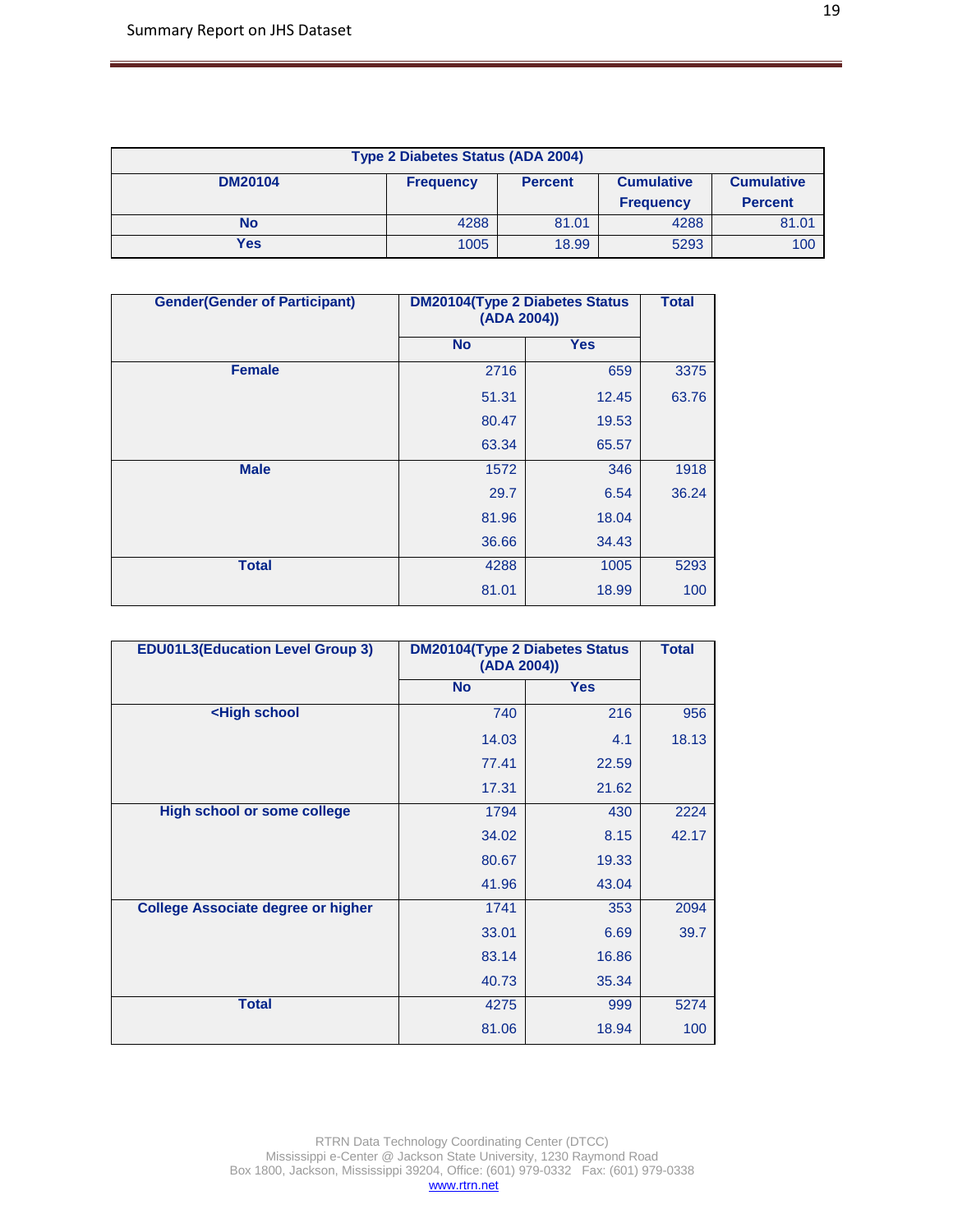| Type 2 Diabetes Status (ADA 2004) | | | | |
|---|---|---|---|---|
| **DM20104** | **Frequency** | **Percent** | **Cumulative Frequency** | **Cumulative Percent** |
| **No** | 4288 | 81.01 | 4288 | 81.01 |
| **Yes** | 1005 | 18.99 | 5293 | 100 |

| Gender(Gender of Participant) | DM20104(Type 2 Diabetes Status (ADA 2004)) | | Total |
|---|---|---|---|
| | **No** | **Yes** | |
| **Female** | 2716 | 659 | 3375 |
| | 51.31 | 12.45 | 63.76 |
| | 80.47 | 19.53 | |
| | 63.34 | 65.57 | |
| **Male** | 1572 | 346 | 1918 |
| | 29.7 | 6.54 | 36.24 |
| | 81.96 | 18.04 | |
| | 36.66 | 34.43 | |
| **Total** | 4288 | 1005 | 5293 |
| | 81.01 | 18.99 | 100 |

| EDU01L3(Education Level Group 3) | DM20104(Type 2 Diabetes Status (ADA 2004)) | | Total |
|---|---|---|---|
| | **No** | **Yes** | |
| **<High school** | 740 | 216 | 956 |
| | 14.03 | 4.1 | 18.13 |
| | 77.41 | 22.59 | |
| | 17.31 | 21.62 | |
| **High school or some college** | 1794 | 430 | 2224 |
| | 34.02 | 8.15 | 42.17 |
| | 80.67 | 19.33 | |
| | 41.96 | 43.04 | |
| **College Associate degree or higher** | 1741 | 353 | 2094 |
| | 33.01 | 6.69 | 39.7 |
| | 83.14 | 16.86 | |
| | 40.73 | 35.34 | |
| **Total** | 4275 | 999 | 5274 |
| | 81.06 | 18.94 | 100 |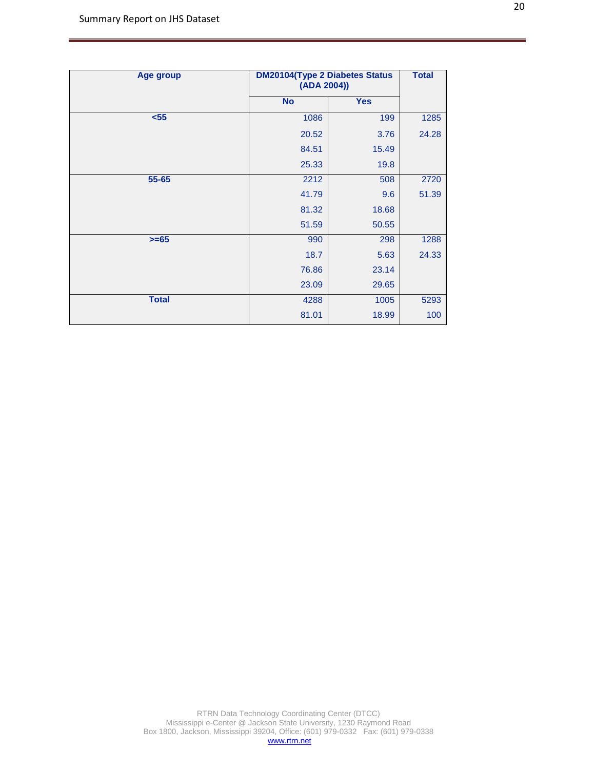| Age group | DM20104(Type 2 Diabetes Status (ADA 2004)) | | Total |
|---|---|---|---|
| | No | Yes | |
| <55 | 1086 | 199 | 1285 |
| | 20.52 | 3.76 | 24.28 |
| | 84.51 | 15.49 | |
| | 25.33 | 19.8 | |
| 55-65 | 2212 | 508 | 2720 |
| | 41.79 | 9.6 | 51.39 |
| | 81.32 | 18.68 | |
| | 51.59 | 50.55 | |
| >=65 | 990 | 298 | 1288 |
| | 18.7 | 5.63 | 24.33 |
| | 76.86 | 23.14 | |
| | 23.09 | 29.65 | |
| Total | 4288 | 1005 | 5293 |
| | 81.01 | 18.99 | 100 |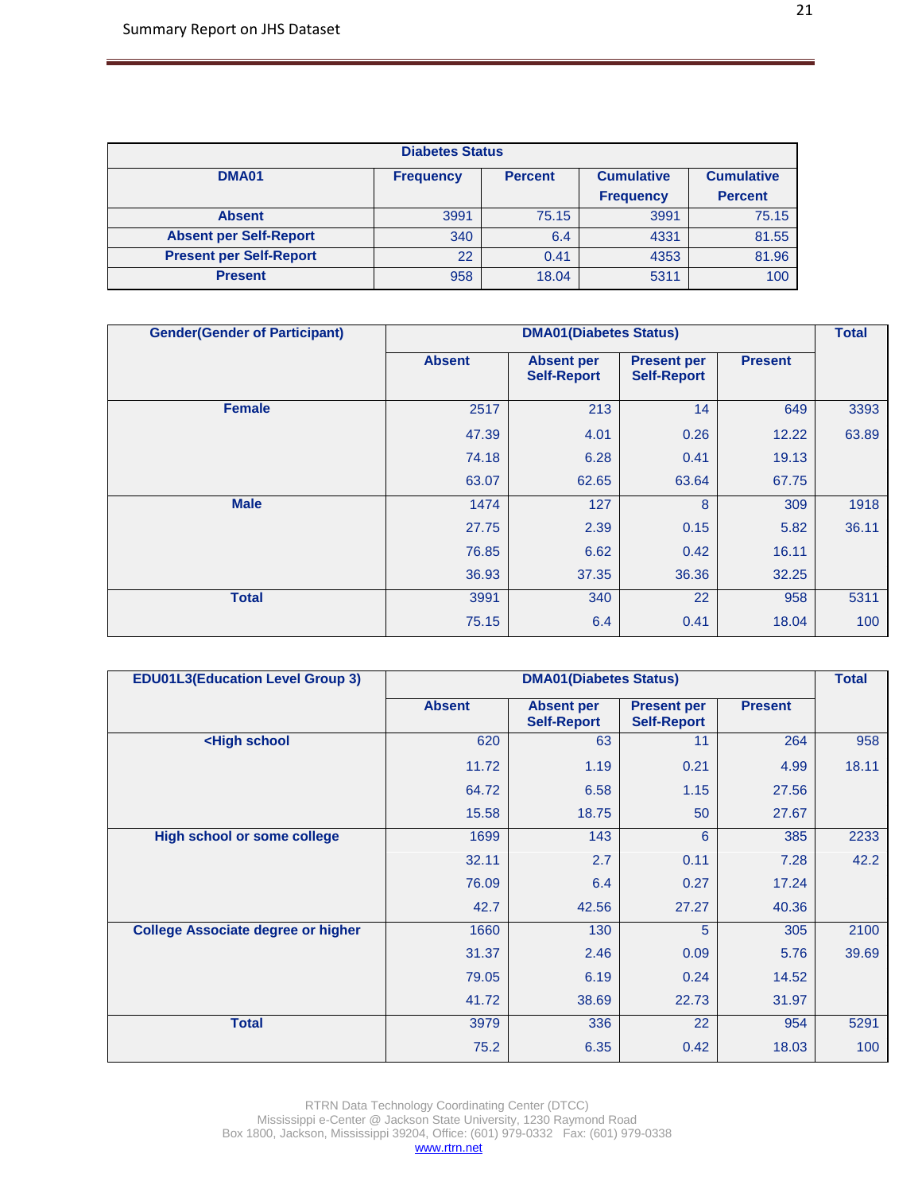| Diabetes Status | | | | |
|---|---|---|---|---|
| **DMA01** | **Frequency** | **Percent** | **Cumulative Frequency** | **Cumulative Percent** |
| **Absent** | 3991 | 75.15 | 3991 | 75.15 |
| **Absent per Self-Report** | 340 | 6.4 | 4331 | 81.55 |
| **Present per Self-Report** | 22 | 0.41 | 4353 | 81.96 |
| **Present** | 958 | 18.04 | 5311 | 100 |

| Gender(Gender of Participant) | DMA01(Diabetes Status) | | | | Total |
|---|---|---|---|---|---|
| | **Absent** | **Absent per Self-Report** | **Present per Self-Report** | **Present** | |
| **Female** | 2517 | 213 | 14 | 649 | 3393 |
| | 47.39 | 4.01 | 0.26 | 12.22 | 63.89 |
| | 74.18 | 6.28 | 0.41 | 19.13 | |
| | 63.07 | 62.65 | 63.64 | 67.75 | |
| **Male** | 1474 | 127 | 8 | 309 | 1918 |
| | 27.75 | 2.39 | 0.15 | 5.82 | 36.11 |
| | 76.85 | 6.62 | 0.42 | 16.11 | |
| | 36.93 | 37.35 | 36.36 | 32.25 | |
| **Total** | 3991 | 340 | 22 | 958 | 5311 |
| | 75.15 | 6.4 | 0.41 | 18.04 | 100 |

| EDU01L3(Education Level Group 3) | DMA01(Diabetes Status) | | | | Total |
|---|---|---|---|---|---|
| | **Absent** | **Absent per Self-Report** | **Present per Self-Report** | **Present** | |
| **<High school** | 620 | 63 | 11 | 264 | 958 |
| | 11.72 | 1.19 | 0.21 | 4.99 | 18.11 |
| | 64.72 | 6.58 | 1.15 | 27.56 | |
| | 15.58 | 18.75 | 50 | 27.67 | |
| **High school or some college** | 1699 | 143 | 6 | 385 | 2233 |
| | 32.11 | 2.7 | 0.11 | 7.28 | 42.2 |
| | 76.09 | 6.4 | 0.27 | 17.24 | |
| | 42.7 | 42.56 | 27.27 | 40.36 | |
| **College Associate degree or higher** | 1660 | 130 | 5 | 305 | 2100 |
| | 31.37 | 2.46 | 0.09 | 5.76 | 39.69 |
| | 79.05 | 6.19 | 0.24 | 14.52 | |
| | 41.72 | 38.69 | 22.73 | 31.97 | |
| **Total** | 3979 | 336 | 22 | 954 | 5291 |
| | 75.2 | 6.35 | 0.42 | 18.03 | 100 |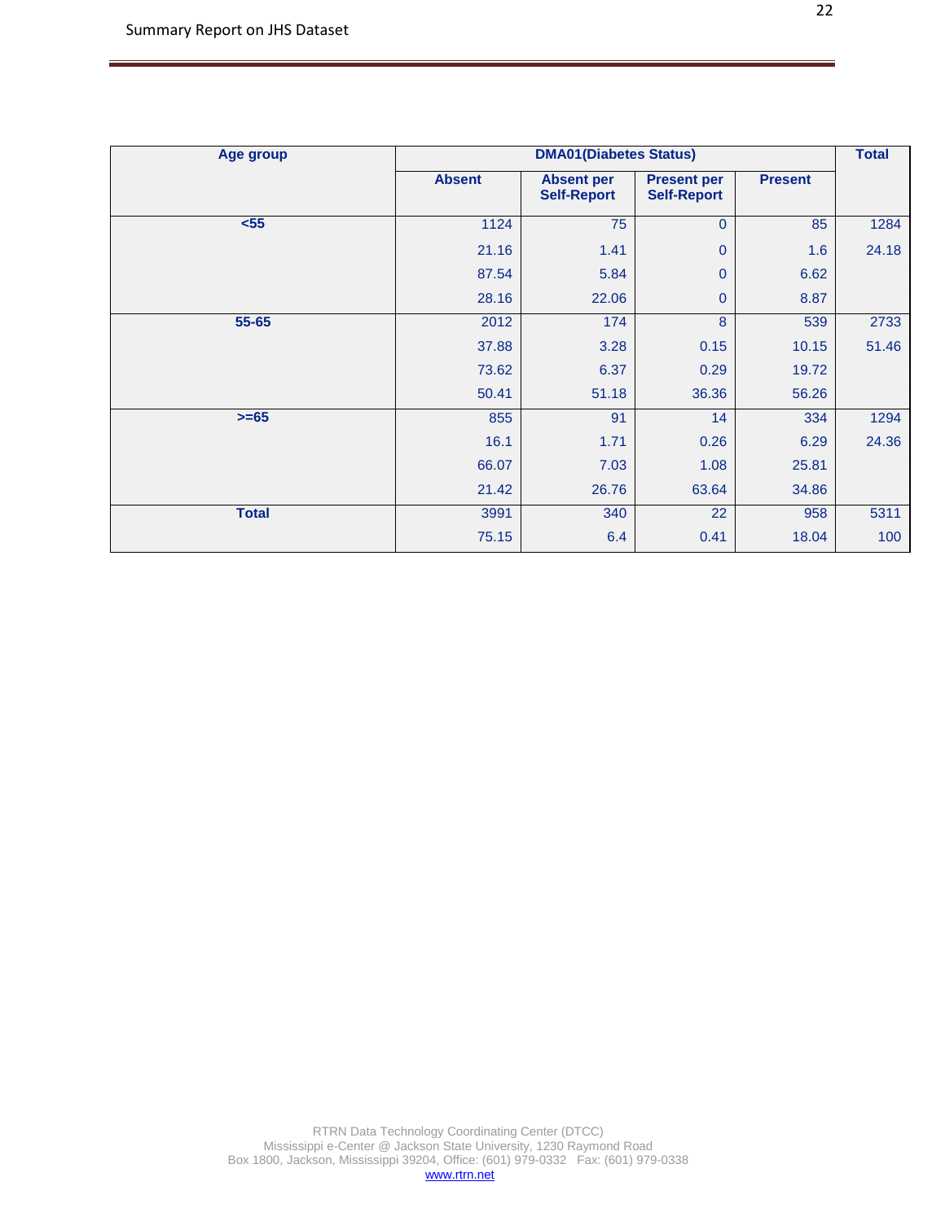| Age group | DMA01(Diabetes Status) | | | | Total |
|---|---|---|---|---|---|
| | Absent | Absent per Self-Report | Present per Self-Report | Present | |
| <55 | 1124 | 75 | 0 | 85 | 1284 |
| | 21.16 | 1.41 | 0 | 1.6 | 24.18 |
| | 87.54 | 5.84 | 0 | 6.62 | |
| | 28.16 | 22.06 | 0 | 8.87 | |
| 55-65 | 2012 | 174 | 8 | 539 | 2733 |
| | 37.88 | 3.28 | 0.15 | 10.15 | 51.46 |
| | 73.62 | 6.37 | 0.29 | 19.72 | |
| | 50.41 | 51.18 | 36.36 | 56.26 | |
| >=65 | 855 | 91 | 14 | 334 | 1294 |
| | 16.1 | 1.71 | 0.26 | 6.29 | 24.36 |
| | 66.07 | 7.03 | 1.08 | 25.81 | |
| | 21.42 | 26.76 | 63.64 | 34.86 | |
| Total | 3991 | 340 | 22 | 958 | 5311 |
| | 75.15 | 6.4 | 0.41 | 18.04 | 100 |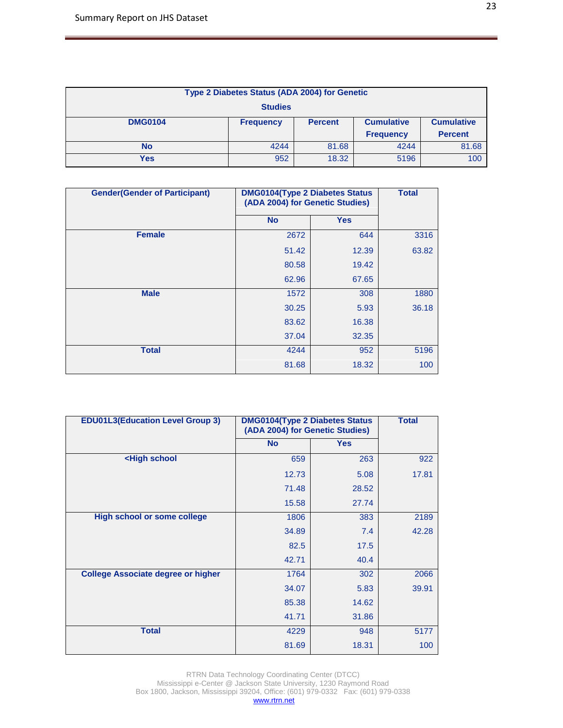| Type 2 Diabetes Status (ADA 2004) for Genetic Studies | | | | |
|---|---|---|---|---|
| **DMG0104** | **Frequency** | **Percent** | **Cumulative Frequency** | **Cumulative Percent** |
| **No** | 4244 | 81.68 | 4244 | 81.68 |
| **Yes** | 952 | 18.32 | 5196 | 100 |

| Gender(Gender of Participant) | DMG0104(Type 2 Diabetes Status (ADA 2004) for Genetic Studies) | | Total |
|---|---|---|---|
| | **No** | **Yes** | |
| **Female** | 2672 | 644 | 3316 |
| | 51.42 | 12.39 | 63.82 |
| | 80.58 | 19.42 | |
| | 62.96 | 67.65 | |
| **Male** | 1572 | 308 | 1880 |
| | 30.25 | 5.93 | 36.18 |
| | 83.62 | 16.38 | |
| | 37.04 | 32.35 | |
| **Total** | 4244 | 952 | 5196 |
| | 81.68 | 18.32 | 100 |

| EDU01L3(Education Level Group 3) | DMG0104(Type 2 Diabetes Status (ADA 2004) for Genetic Studies) | | Total |
|---|---|---|---|
| | **No** | **Yes** | |
| **<High school** | 659 | 263 | 922 |
| | 12.73 | 5.08 | 17.81 |
| | 71.48 | 28.52 | |
| | 15.58 | 27.74 | |
| **High school or some college** | 1806 | 383 | 2189 |
| | 34.89 | 7.4 | 42.28 |
| | 82.5 | 17.5 | |
| | 42.71 | 40.4 | |
| **College Associate degree or higher** | 1764 | 302 | 2066 |
| | 34.07 | 5.83 | 39.91 |
| | 85.38 | 14.62 | |
| | 41.71 | 31.86 | |
| **Total** | 4229 | 948 | 5177 |
| | 81.69 | 18.31 | 100 |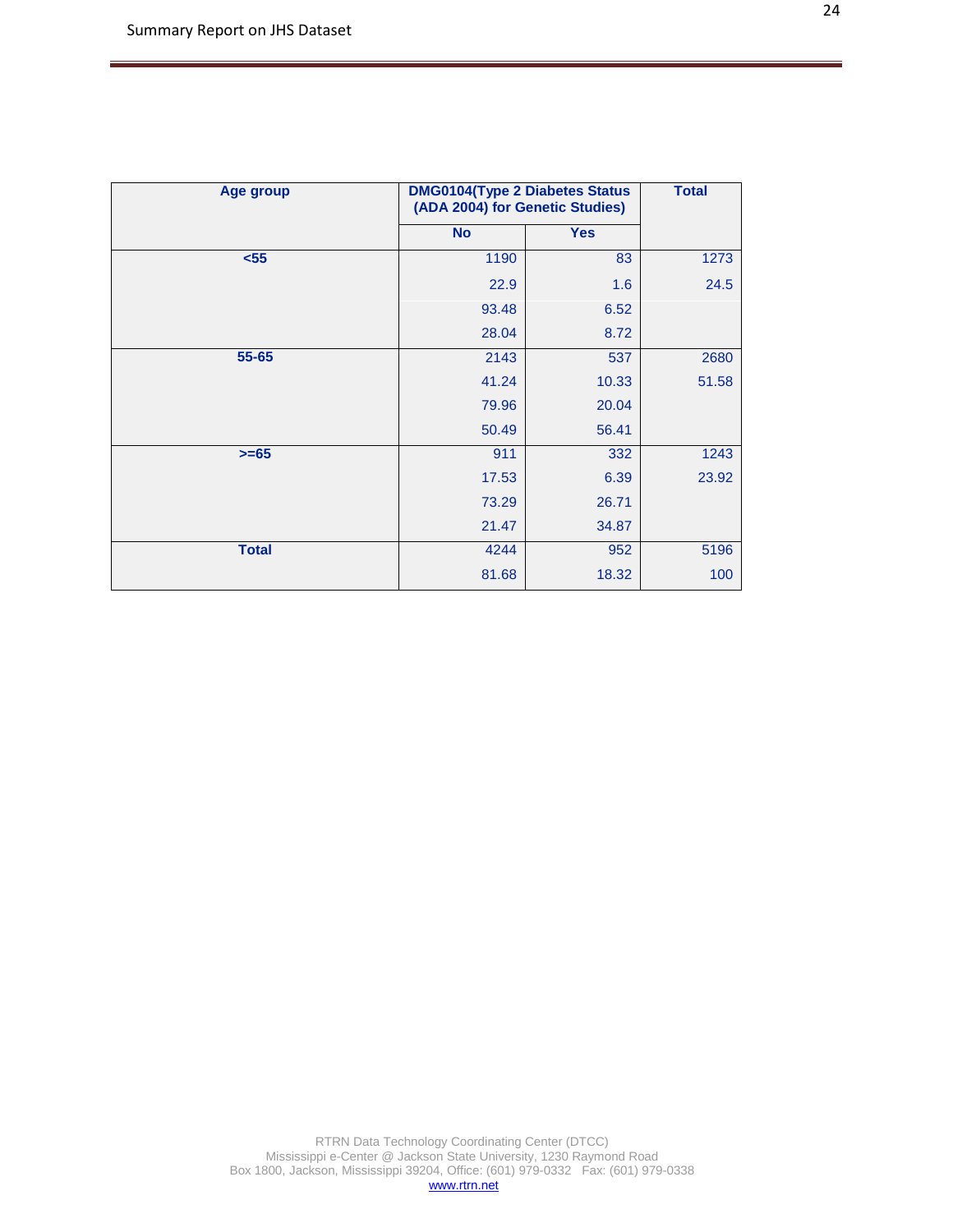| Age group | DMG0104(Type 2 Diabetes Status (ADA 2004) for Genetic Studies) | | Total |
|---|---|---|---|
| | No | Yes | |
| <55 | 1190 | 83 | 1273 |
| | 22.9 | 1.6 | 24.5 |
| | 93.48 | 6.52 | |
| | 28.04 | 8.72 | |
| 55-65 | 2143 | 537 | 2680 |
| | 41.24 | 10.33 | 51.58 |
| | 79.96 | 20.04 | |
| | 50.49 | 56.41 | |
| >=65 | 911 | 332 | 1243 |
| | 17.53 | 6.39 | 23.92 |
| | 73.29 | 26.71 | |
| | 21.47 | 34.87 | |
| Total | 4244 | 952 | 5196 |
| | 81.68 | 18.32 | 100 |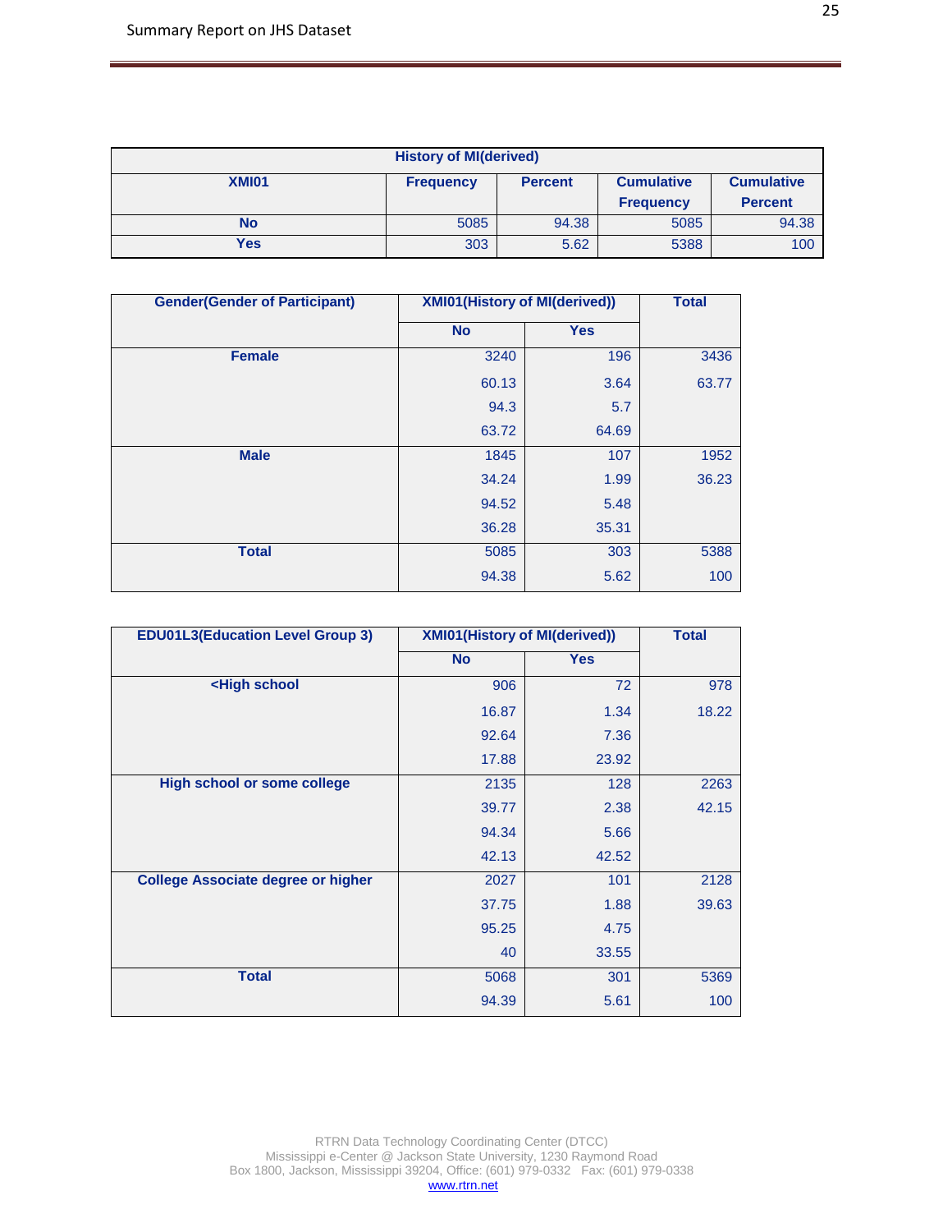| History of MI(derived) | | | | |
|---|---|---|---|---|
| **XMI01** | **Frequency** | **Percent** | **Cumulative Frequency** | **Cumulative Percent** |
| **No** | 5085 | 94.38 | 5085 | 94.38 |
| **Yes** | 303 | 5.62 | 5388 | 100 |

| Gender(Gender of Participant) | XMI01(History of MI(derived)) | | Total |
|---|---|---|---|
| | **No** | **Yes** | |
| **Female** | 3240 | 196 | 3436 |
| | 60.13 | 3.64 | 63.77 |
| | 94.3 | 5.7 | |
| | 63.72 | 64.69 | |
| **Male** | 1845 | 107 | 1952 |
| | 34.24 | 1.99 | 36.23 |
| | 94.52 | 5.48 | |
| | 36.28 | 35.31 | |
| **Total** | 5085 | 303 | 5388 |
| | 94.38 | 5.62 | 100 |

| EDU01L3(Education Level Group 3) | XMI01(History of MI(derived)) | | Total |
|---|---|---|---|
| | **No** | **Yes** | |
| **<High school** | 906 | 72 | 978 |
| | 16.87 | 1.34 | 18.22 |
| | 92.64 | 7.36 | |
| | 17.88 | 23.92 | |
| **High school or some college** | 2135 | 128 | 2263 |
| | 39.77 | 2.38 | 42.15 |
| | 94.34 | 5.66 | |
| | 42.13 | 42.52 | |
| **College Associate degree or higher** | 2027 | 101 | 2128 |
| | 37.75 | 1.88 | 39.63 |
| | 95.25 | 4.75 | |
| | 40 | 33.55 | |
| **Total** | 5068 | 301 | 5369 |
| | 94.39 | 5.61 | 100 |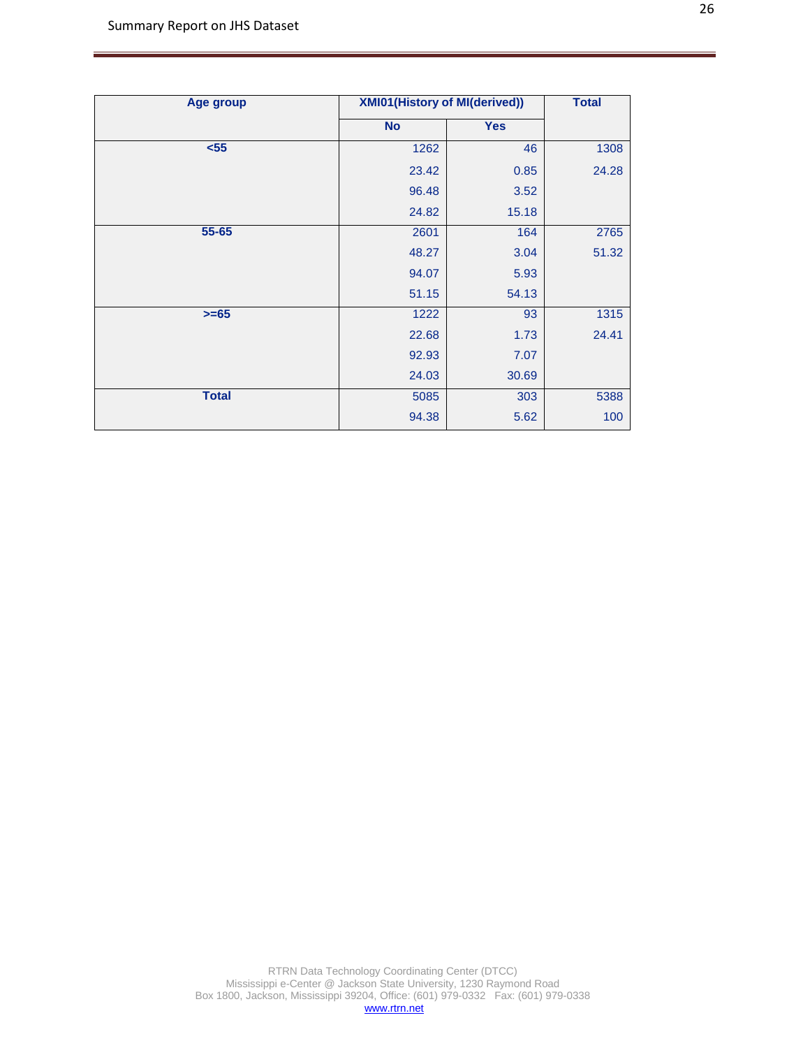| Age group | XMI01(History of MI(derived)) | | Total |
|---|---|---|---|
| | No | Yes | |
| <55 | 1262 | 46 | 1308 |
| | 23.42 | 0.85 | 24.28 |
| | 96.48 | 3.52 | |
| | 24.82 | 15.18 | |
| 55-65 | 2601 | 164 | 2765 |
| | 48.27 | 3.04 | 51.32 |
| | 94.07 | 5.93 | |
| | 51.15 | 54.13 | |
| >=65 | 1222 | 93 | 1315 |
| | 22.68 | 1.73 | 24.41 |
| | 92.93 | 7.07 | |
| | 24.03 | 30.69 | |
| Total | 5085 | 303 | 5388 |
| | 94.38 | 5.62 | 100 |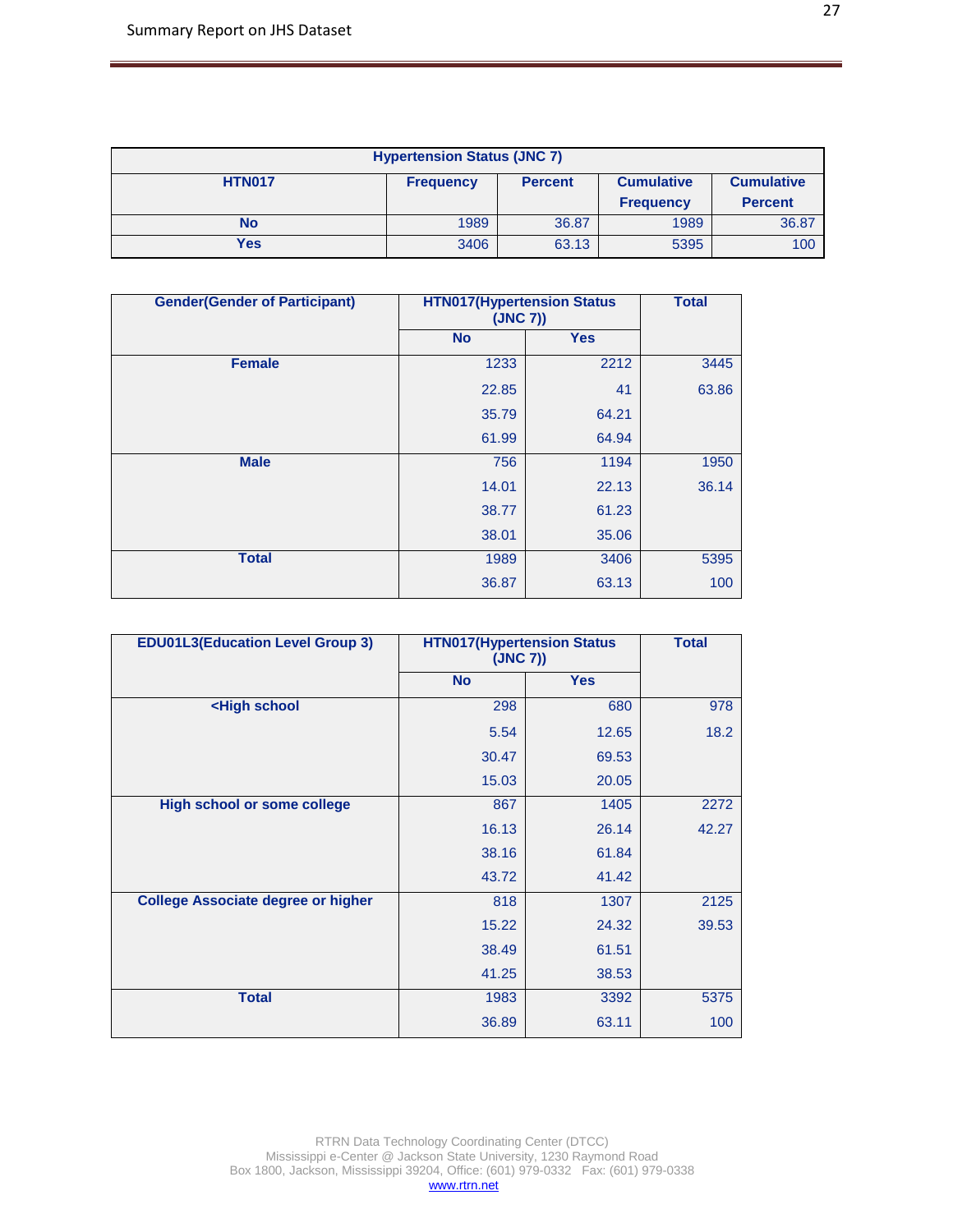| Hypertension Status (JNC 7) | | | | |
|---|---|---|---|---|
| HTN017 | Frequency | Percent | Cumulative Frequency | Cumulative Percent |
| No | 1989 | 36.87 | 1989 | 36.87 |
| Yes | 3406 | 63.13 | 5395 | 100 |

| Gender(Gender of Participant) | HTN017(Hypertension Status (JNC 7)) | | Total |
|---|---|---|---|
| | No | Yes | |
| Female | 1233 | 2212 | 3445 |
| | 22.85 | 41 | 63.86 |
| | 35.79 | 64.21 | |
| | 61.99 | 64.94 | |
| Male | 756 | 1194 | 1950 |
| | 14.01 | 22.13 | 36.14 |
| | 38.77 | 61.23 | |
| | 38.01 | 35.06 | |
| Total | 1989 | 3406 | 5395 |
| | 36.87 | 63.13 | 100 |

| EDU01L3(Education Level Group 3) | HTN017(Hypertension Status (JNC 7)) | | Total |
|---|---|---|---|
| | No | Yes | |
| <High school | 298 | 680 | 978 |
| | 5.54 | 12.65 | 18.2 |
| | 30.47 | 69.53 | |
| | 15.03 | 20.05 | |
| High school or some college | 867 | 1405 | 2272 |
| | 16.13 | 26.14 | 42.27 |
| | 38.16 | 61.84 | |
| | 43.72 | 41.42 | |
| College Associate degree or higher | 818 | 1307 | 2125 |
| | 15.22 | 24.32 | 39.53 |
| | 38.49 | 61.51 | |
| | 41.25 | 38.53 | |
| Total | 1983 | 3392 | 5375 |
| | 36.89 | 63.11 | 100 |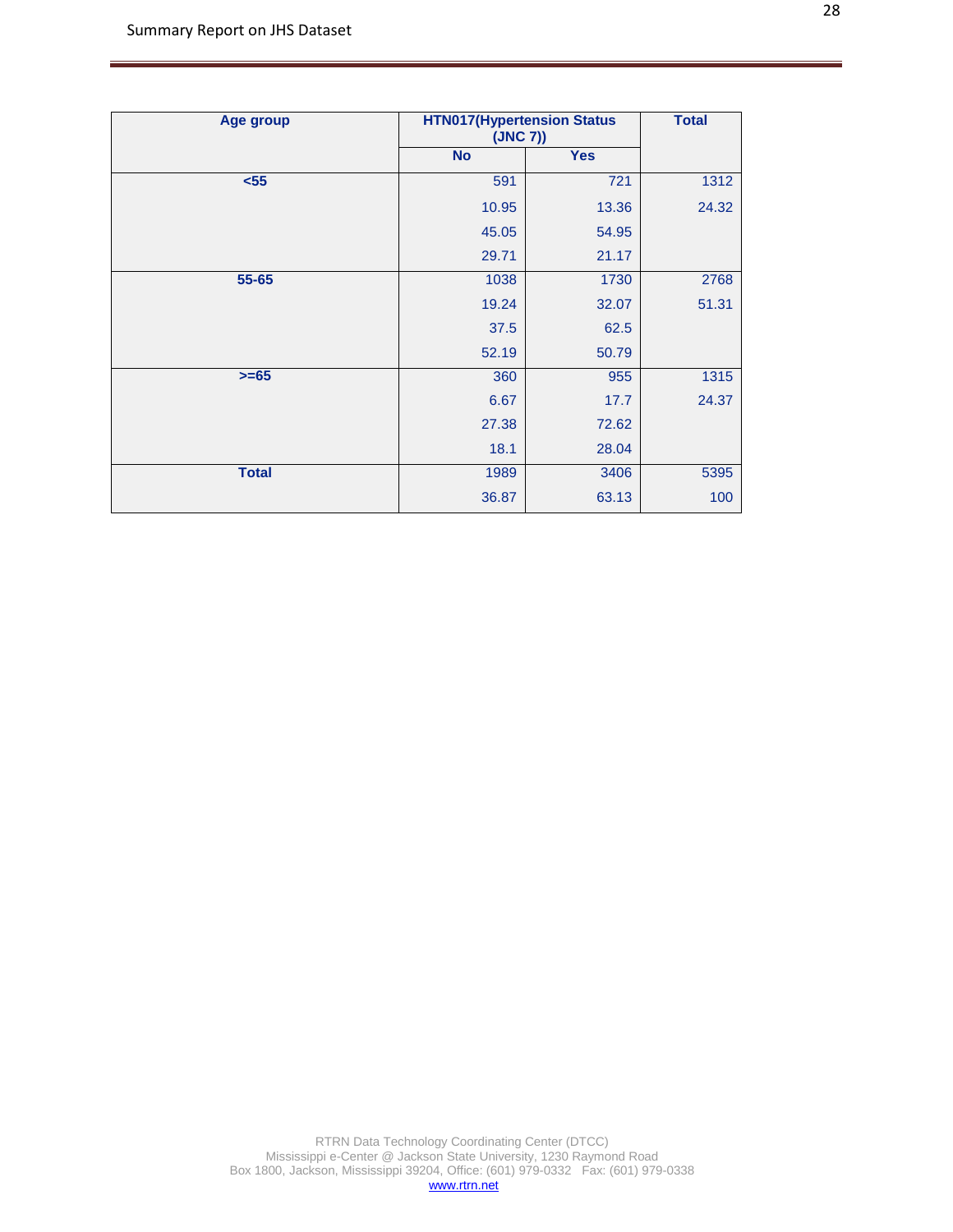| Age group | HTN017(Hypertension Status (JNC 7)) | | Total |
|---|---|---|---|
| | No | Yes | |
| <55 | 591 | 721 | 1312 |
| | 10.95 | 13.36 | 24.32 |
| | 45.05 | 54.95 | |
| | 29.71 | 21.17 | |
| 55-65 | 1038 | 1730 | 2768 |
| | 19.24 | 32.07 | 51.31 |
| | 37.5 | 62.5 | |
| | 52.19 | 50.79 | |
| >=65 | 360 | 955 | 1315 |
| | 6.67 | 17.7 | 24.37 |
| | 27.38 | 72.62 | |
| | 18.1 | 28.04 | |
| Total | 1989 | 3406 | 5395 |
| | 36.87 | 63.13 | 100 |

RTRN Data Technology Coordinating Center (DTCC)
Mississippi e-Center @ Jackson State University, 1230 Raymond Road
Box 1800, Jackson, Mississippi 39204, Office: (601) 979-0332 Fax: (601) 979-0338
www.rtrn.net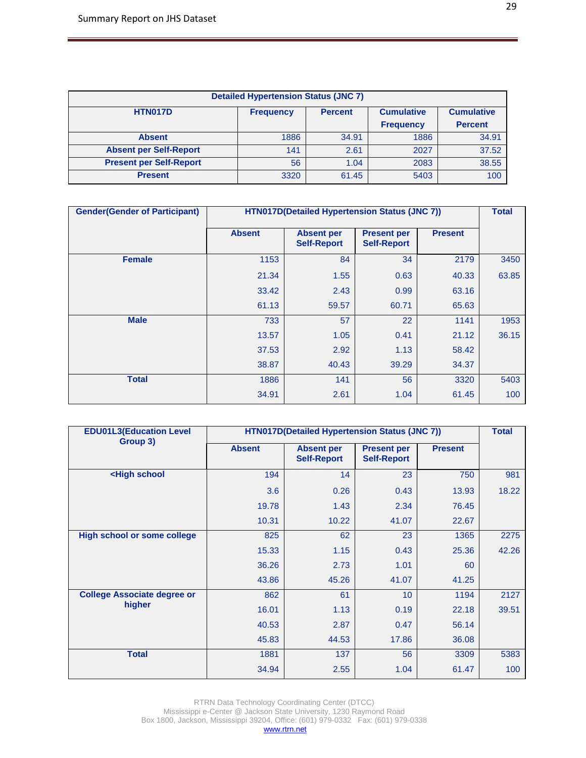| Detailed Hypertension Status (JNC 7) | | | | |
|---|---|---|---|---|
| **HTN017D** | **Frequency** | **Percent** | **Cumulative Frequency** | **Cumulative Percent** |
| **Absent** | 1886 | 34.91 | 1886 | 34.91 |
| **Absent per Self-Report** | 141 | 2.61 | 2027 | 37.52 |
| **Present per Self-Report** | 56 | 1.04 | 2083 | 38.55 |
| **Present** | 3320 | 61.45 | 5403 | 100 |

| **Gender(Gender of Participant)** | **HTN017D(Detailed Hypertension Status (JNC 7))** | | | | **Total** |
|---|---|---|---|---|---|
| | **Absent** | **Absent per Self-Report** | **Present per Self-Report** | **Present** | |
| **Female** | 1153 | 84 | 34 | 2179 | 3450 |
| | 21.34 | 1.55 | 0.63 | 40.33 | 63.85 |
| | 33.42 | 2.43 | 0.99 | 63.16 | |
| | 61.13 | 59.57 | 60.71 | 65.63 | |
| **Male** | 733 | 57 | 22 | 1141 | 1953 |
| | 13.57 | 1.05 | 0.41 | 21.12 | 36.15 |
| | 37.53 | 2.92 | 1.13 | 58.42 | |
| | 38.87 | 40.43 | 39.29 | 34.37 | |
| **Total** | 1886 | 141 | 56 | 3320 | 5403 |
| | 34.91 | 2.61 | 1.04 | 61.45 | 100 |

| **EDU01L3(Education Level Group 3)** | **HTN017D(Detailed Hypertension Status (JNC 7))** | | | | **Total** |
|---|---|---|---|---|---|
| | **Absent** | **Absent per Self-Report** | **Present per Self-Report** | **Present** | |
| **<High school** | 194 | 14 | 23 | 750 | 981 |
| | 3.6 | 0.26 | 0.43 | 13.93 | 18.22 |
| | 19.78 | 1.43 | 2.34 | 76.45 | |
| | 10.31 | 10.22 | 41.07 | 22.67 | |
| **High school or some college** | 825 | 62 | 23 | 1365 | 2275 |
| | 15.33 | 1.15 | 0.43 | 25.36 | 42.26 |
| | 36.26 | 2.73 | 1.01 | 60 | |
| | 43.86 | 45.26 | 41.07 | 41.25 | |
| **College Associate degree or higher** | 862 | 61 | 10 | 1194 | 2127 |
| | 16.01 | 1.13 | 0.19 | 22.18 | 39.51 |
| | 40.53 | 2.87 | 0.47 | 56.14 | |
| | 45.83 | 44.53 | 17.86 | 36.08 | |
| **Total** | 1881 | 137 | 56 | 3309 | 5383 |
| | 34.94 | 2.55 | 1.04 | 61.47 | 100 |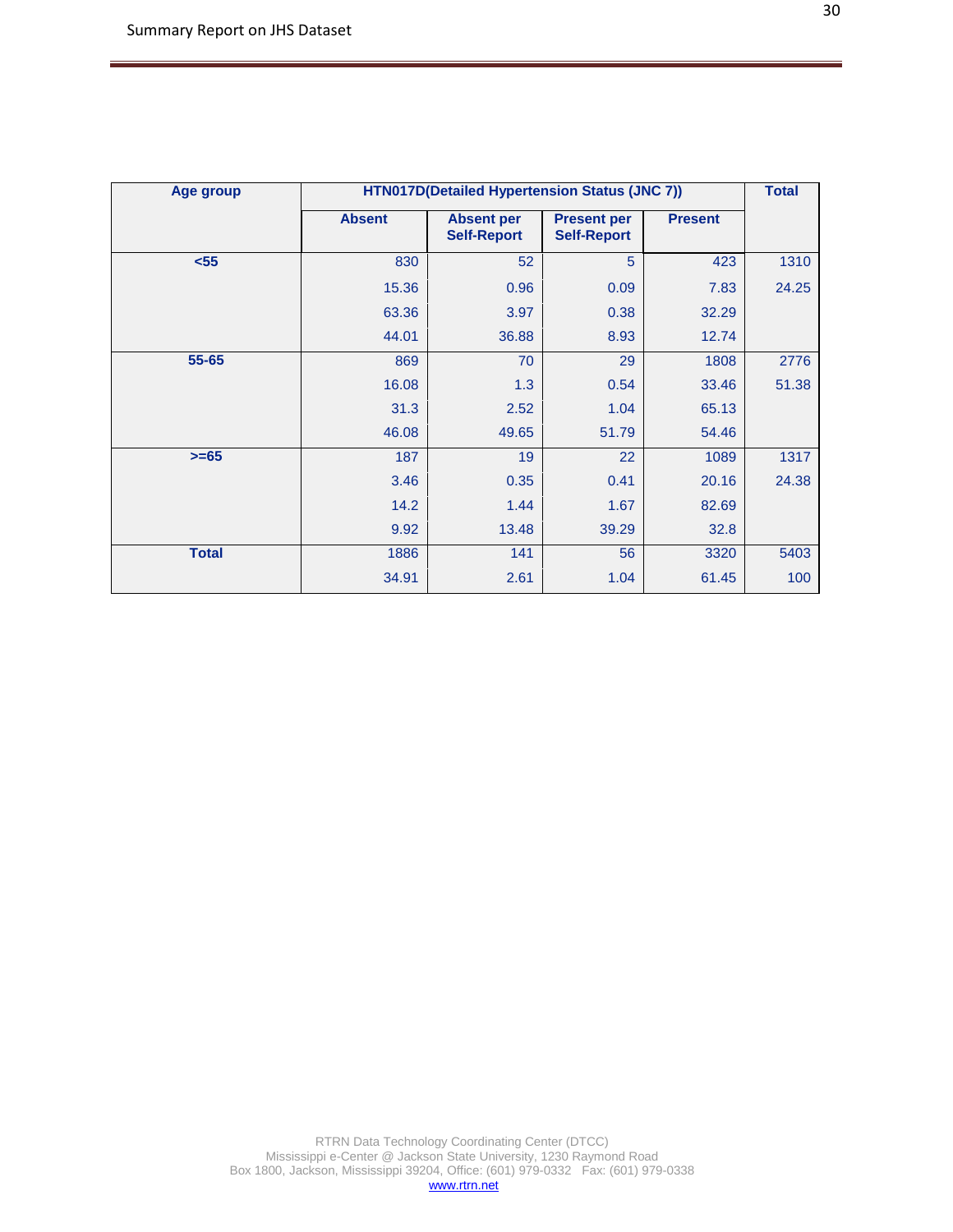| Age group | HTN017D(Detailed Hypertension Status (JNC 7)) | | | | Total |
|---|---|---|---|---|---|
| | Absent | Absent per Self-Report | Present per Self-Report | Present | |
| <55 | 830 | 52 | 5 | 423 | 1310 |
| | 15.36 | 0.96 | 0.09 | 7.83 | 24.25 |
| | 63.36 | 3.97 | 0.38 | 32.29 | |
| | 44.01 | 36.88 | 8.93 | 12.74 | |
| 55-65 | 869 | 70 | 29 | 1808 | 2776 |
| | 16.08 | 1.3 | 0.54 | 33.46 | 51.38 |
| | 31.3 | 2.52 | 1.04 | 65.13 | |
| | 46.08 | 49.65 | 51.79 | 54.46 | |
| >=65 | 187 | 19 | 22 | 1089 | 1317 |
| | 3.46 | 0.35 | 0.41 | 20.16 | 24.38 |
| | 14.2 | 1.44 | 1.67 | 82.69 | |
| | 9.92 | 13.48 | 39.29 | 32.8 | |
| Total | 1886 | 141 | 56 | 3320 | 5403 |
| | 34.91 | 2.61 | 1.04 | 61.45 | 100 |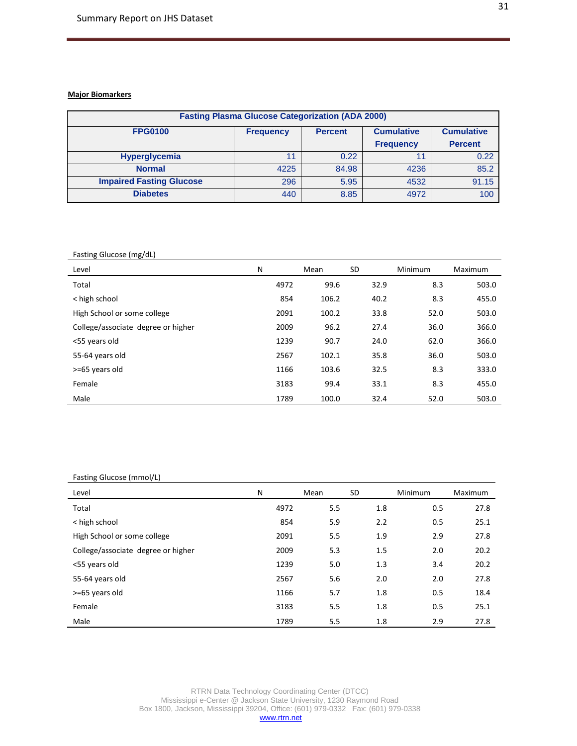**Major Biomarkers**

| Fasting Plasma Glucose Categorization (ADA 2000) | | | | |
|---|---|---|---|---|
| FPG0100 | Frequency | Percent | Cumulative Frequency | Cumulative Percent |
| Hyperglycemia | 11 | 0.22 | 11 | 0.22 |
| Normal | 4225 | 84.98 | 4236 | 85.2 |
| Impaired Fasting Glucose | 296 | 5.95 | 4532 | 91.15 |
| Diabetes | 440 | 8.85 | 4972 | 100 |

Fasting Glucose (mg/dL)

| Level | N | Mean | SD | Minimum | Maximum |
|---|---|---|---|---|---|
| Total | 4972 | 99.6 | 32.9 | 8.3 | 503.0 |
| < high school | 854 | 106.2 | 40.2 | 8.3 | 455.0 |
| High School or some college | 2091 | 100.2 | 33.8 | 52.0 | 503.0 |
| College/associate degree or higher | 2009 | 96.2 | 27.4 | 36.0 | 366.0 |
| <55 years old | 1239 | 90.7 | 24.0 | 62.0 | 366.0 |
| 55-64 years old | 2567 | 102.1 | 35.8 | 36.0 | 503.0 |
| >=65 years old | 1166 | 103.6 | 32.5 | 8.3 | 333.0 |
| Female | 3183 | 99.4 | 33.1 | 8.3 | 455.0 |
| Male | 1789 | 100.0 | 32.4 | 52.0 | 503.0 |

Fasting Glucose (mmol/L)

| Level | N | Mean | SD | Minimum | Maximum |
|---|---|---|---|---|---|
| Total | 4972 | 5.5 | 1.8 | 0.5 | 27.8 |
| < high school | 854 | 5.9 | 2.2 | 0.5 | 25.1 |
| High School or some college | 2091 | 5.5 | 1.9 | 2.9 | 27.8 |
| College/associate degree or higher | 2009 | 5.3 | 1.5 | 2.0 | 20.2 |
| <55 years old | 1239 | 5.0 | 1.3 | 3.4 | 20.2 |
| 55-64 years old | 2567 | 5.6 | 2.0 | 2.0 | 27.8 |
| >=65 years old | 1166 | 5.7 | 1.8 | 0.5 | 18.4 |
| Female | 3183 | 5.5 | 1.8 | 0.5 | 25.1 |
| Male | 1789 | 5.5 | 1.8 | 2.9 | 27.8 |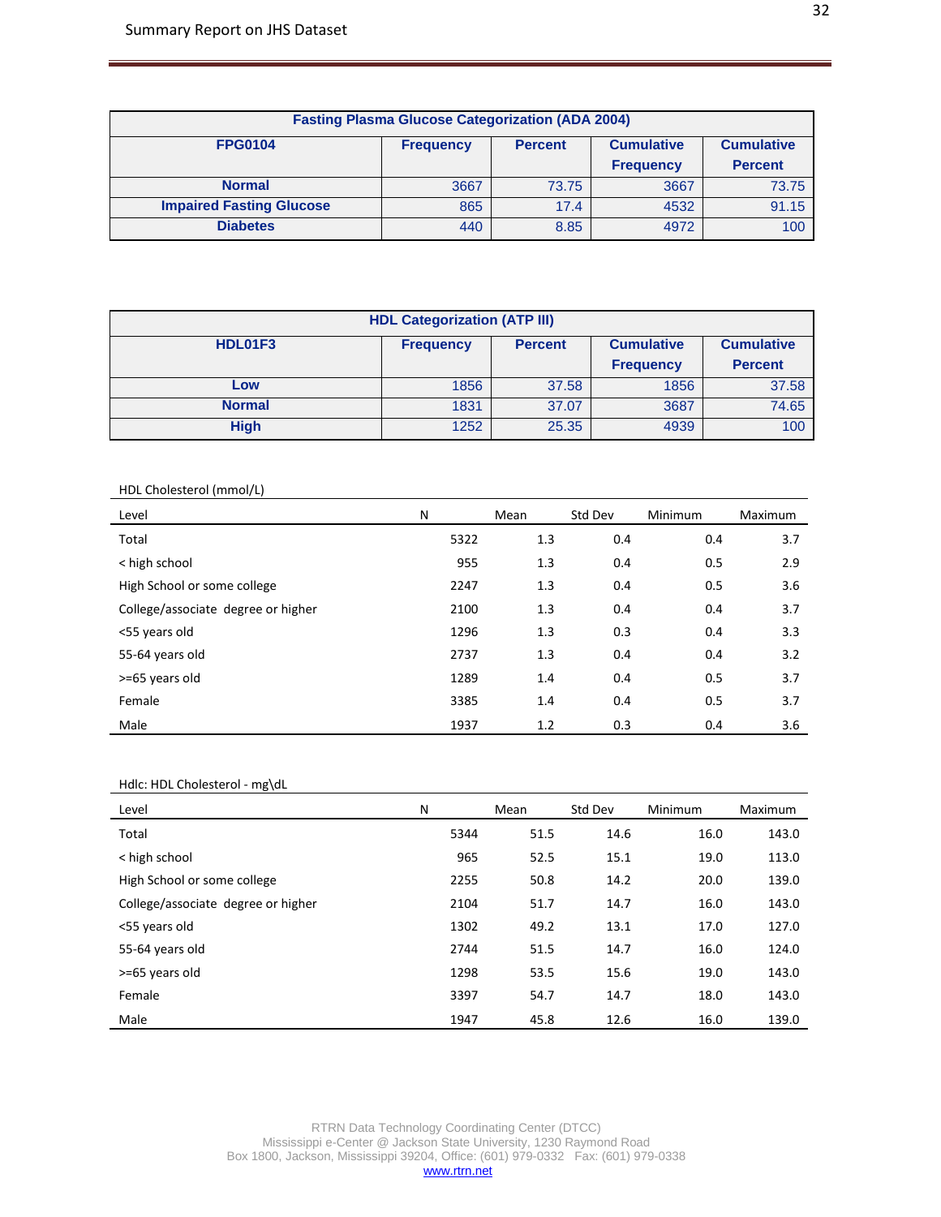| Fasting Plasma Glucose Categorization (ADA 2004) | | | | |
|---|---|---|---|---|
| **FPG0104** | **Frequency** | **Percent** | **Cumulative Frequency** | **Cumulative Percent** |
| **Normal** | 3667 | 73.75 | 3667 | 73.75 |
| **Impaired Fasting Glucose** | 865 | 17.4 | 4532 | 91.15 |
| **Diabetes** | 440 | 8.85 | 4972 | 100 |

| HDL Categorization (ATP III) | | | | |
|---|---|---|---|---|
| **HDL01F3** | **Frequency** | **Percent** | **Cumulative Frequency** | **Cumulative Percent** |
| **Low** | 1856 | 37.58 | 1856 | 37.58 |
| **Normal** | 1831 | 37.07 | 3687 | 74.65 |
| **High** | 1252 | 25.35 | 4939 | 100 |

HDL Cholesterol (mmol/L)

| Level | N | Mean | Std Dev | Minimum | Maximum |
|---|---|---|---|---|---|
| Total | 5322 | 1.3 | 0.4 | 0.4 | 3.7 |
| < high school | 955 | 1.3 | 0.4 | 0.5 | 2.9 |
| High School or some college | 2247 | 1.3 | 0.4 | 0.5 | 3.6 |
| College/associate degree or higher | 2100 | 1.3 | 0.4 | 0.4 | 3.7 |
| <55 years old | 1296 | 1.3 | 0.3 | 0.4 | 3.3 |
| 55-64 years old | 2737 | 1.3 | 0.4 | 0.4 | 3.2 |
| >=65 years old | 1289 | 1.4 | 0.4 | 0.5 | 3.7 |
| Female | 3385 | 1.4 | 0.4 | 0.5 | 3.7 |
| Male | 1937 | 1.2 | 0.3 | 0.4 | 3.6 |

Hdlc: HDL Cholesterol - mg\dL

| Level | N | Mean | Std Dev | Minimum | Maximum |
|---|---|---|---|---|---|
| Total | 5344 | 51.5 | 14.6 | 16.0 | 143.0 |
| < high school | 965 | 52.5 | 15.1 | 19.0 | 113.0 |
| High School or some college | 2255 | 50.8 | 14.2 | 20.0 | 139.0 |
| College/associate degree or higher | 2104 | 51.7 | 14.7 | 16.0 | 143.0 |
| <55 years old | 1302 | 49.2 | 13.1 | 17.0 | 127.0 |
| 55-64 years old | 2744 | 51.5 | 14.7 | 16.0 | 124.0 |
| >=65 years old | 1298 | 53.5 | 15.6 | 19.0 | 143.0 |
| Female | 3397 | 54.7 | 14.7 | 18.0 | 143.0 |
| Male | 1947 | 45.8 | 12.6 | 16.0 | 139.0 |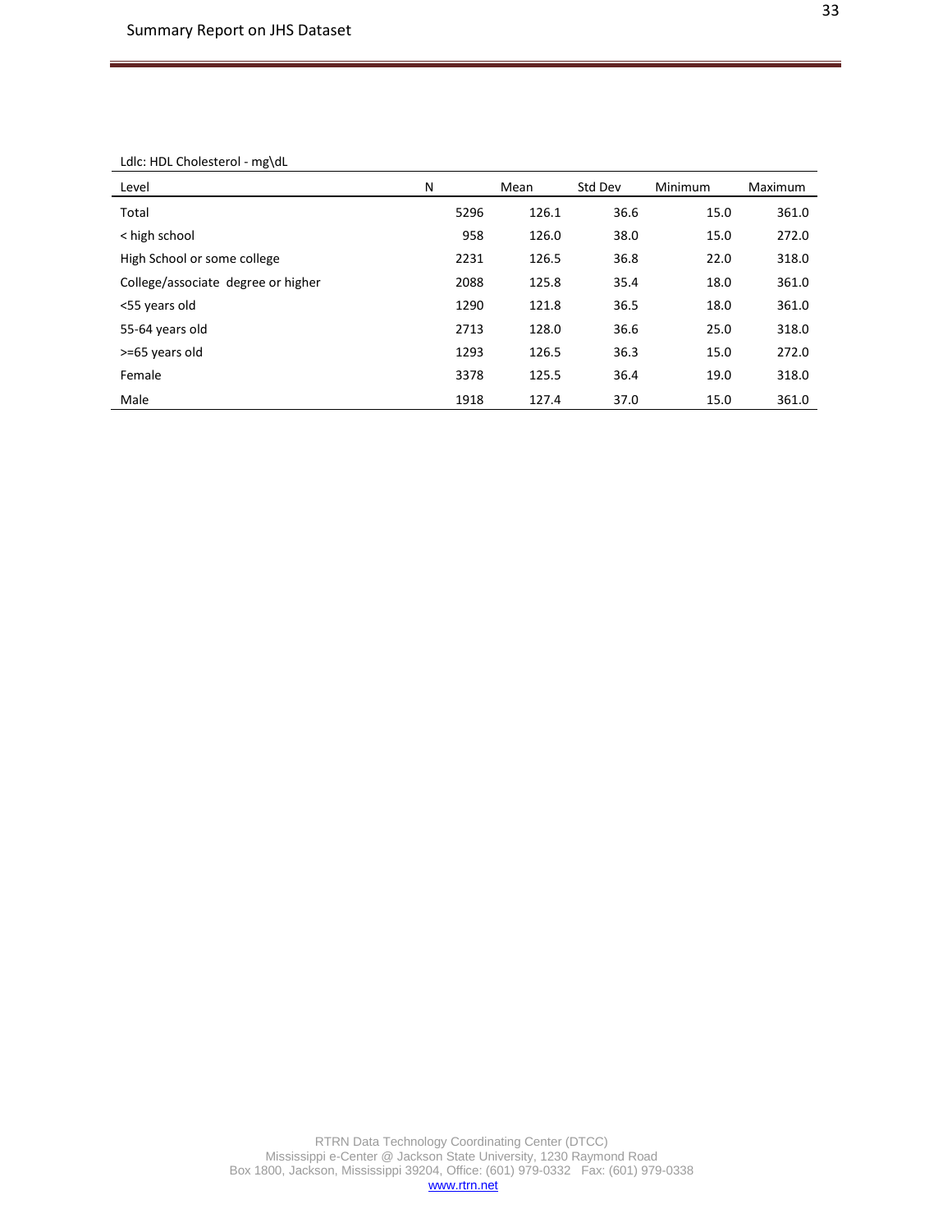Ldlc: HDL Cholesterol - mg\dL

| Level | N | Mean | Std Dev | Minimum | Maximum |
|---|---|---|---|---|---|
| Total | 5296 | 126.1 | 36.6 | 15.0 | 361.0 |
| < high school | 958 | 126.0 | 38.0 | 15.0 | 272.0 |
| High School or some college | 2231 | 126.5 | 36.8 | 22.0 | 318.0 |
| College/associate degree or higher | 2088 | 125.8 | 35.4 | 18.0 | 361.0 |
| <55 years old | 1290 | 121.8 | 36.5 | 18.0 | 361.0 |
| 55-64 years old | 2713 | 128.0 | 36.6 | 25.0 | 318.0 |
| >=65 years old | 1293 | 126.5 | 36.3 | 15.0 | 272.0 |
| Female | 3378 | 125.5 | 36.4 | 19.0 | 318.0 |
| Male | 1918 | 127.4 | 37.0 | 15.0 | 361.0 |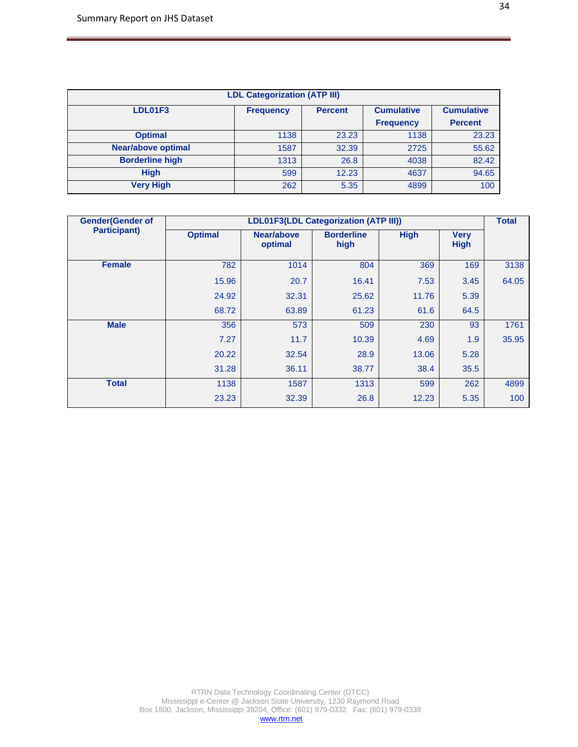| LDL Categorization (ATP III) | | | | |
|---|---|---|---|---|
| **LDL01F3** | **Frequency** | **Percent** | **Cumulative Frequency** | **Cumulative Percent** |
| **Optimal** | 1138 | 23.23 | 1138 | 23.23 |
| **Near/above optimal** | 1587 | 32.39 | 2725 | 55.62 |
| **Borderline high** | 1313 | 26.8 | 4038 | 82.42 |
| **High** | 599 | 12.23 | 4637 | 94.65 |
| **Very High** | 262 | 5.35 | 4899 | 100 |

| Gender(Gender of Participant) | LDL01F3(LDL Categorization (ATP III)) | | | | | Total |
|---|---|---|---|---|---|---|
| | **Optimal** | **Near/above optimal** | **Borderline high** | **High** | **Very High** | |
| **Female** | 782 | 1014 | 804 | 369 | 169 | 3138 |
| | 15.96 | 20.7 | 16.41 | 7.53 | 3.45 | 64.05 |
| | 24.92 | 32.31 | 25.62 | 11.76 | 5.39 | |
| | 68.72 | 63.89 | 61.23 | 61.6 | 64.5 | |
| **Male** | 356 | 573 | 509 | 230 | 93 | 1761 |
| | 7.27 | 11.7 | 10.39 | 4.69 | 1.9 | 35.95 |
| | 20.22 | 32.54 | 28.9 | 13.06 | 5.28 | |
| | 31.28 | 36.11 | 38.77 | 38.4 | 35.5 | |
| **Total** | 1138 | 1587 | 1313 | 599 | 262 | 4899 |
| | 23.23 | 32.39 | 26.8 | 12.23 | 5.35 | 100 |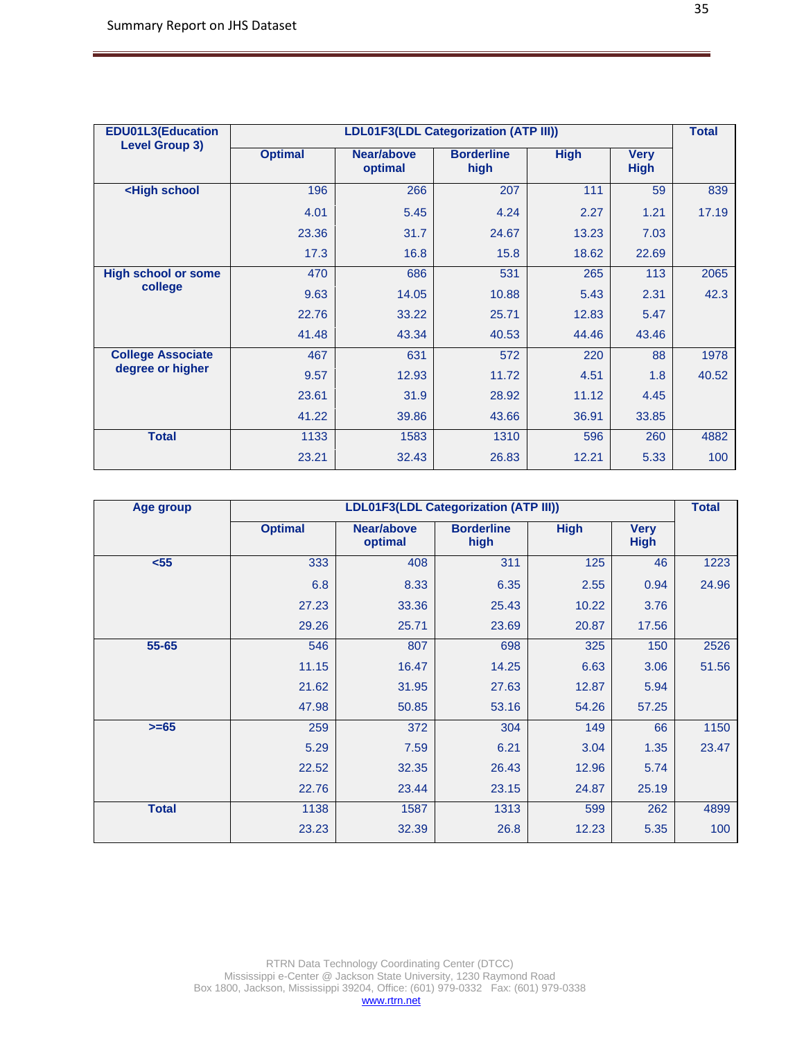| EDU01L3(Education Level Group 3) | LDL01F3(LDL Categorization (ATP III)) | | | | | Total |
|---|---|---|---|---|---|---|
| | Optimal | Near/above optimal | Borderline high | High | Very High | |
| <High school | 196 | 266 | 207 | 111 | 59 | 839 |
| | 4.01 | 5.45 | 4.24 | 2.27 | 1.21 | 17.19 |
| | 23.36 | 31.7 | 24.67 | 13.23 | 7.03 | |
| | 17.3 | 16.8 | 15.8 | 18.62 | 22.69 | |
| High school or some college | 470 | 686 | 531 | 265 | 113 | 2065 |
| | 9.63 | 14.05 | 10.88 | 5.43 | 2.31 | 42.3 |
| | 22.76 | 33.22 | 25.71 | 12.83 | 5.47 | |
| | 41.48 | 43.34 | 40.53 | 44.46 | 43.46 | |
| College Associate degree or higher | 467 | 631 | 572 | 220 | 88 | 1978 |
| | 9.57 | 12.93 | 11.72 | 4.51 | 1.8 | 40.52 |
| | 23.61 | 31.9 | 28.92 | 11.12 | 4.45 | |
| | 41.22 | 39.86 | 43.66 | 36.91 | 33.85 | |
| Total | 1133 | 1583 | 1310 | 596 | 260 | 4882 |
| | 23.21 | 32.43 | 26.83 | 12.21 | 5.33 | 100 |

| Age group | LDL01F3(LDL Categorization (ATP III)) | | | | | Total |
|---|---|---|---|---|---|---|
| | Optimal | Near/above optimal | Borderline high | High | Very High | |
| <55 | 333 | 408 | 311 | 125 | 46 | 1223 |
| | 6.8 | 8.33 | 6.35 | 2.55 | 0.94 | 24.96 |
| | 27.23 | 33.36 | 25.43 | 10.22 | 3.76 | |
| | 29.26 | 25.71 | 23.69 | 20.87 | 17.56 | |
| 55-65 | 546 | 807 | 698 | 325 | 150 | 2526 |
| | 11.15 | 16.47 | 14.25 | 6.63 | 3.06 | 51.56 |
| | 21.62 | 31.95 | 27.63 | 12.87 | 5.94 | |
| | 47.98 | 50.85 | 53.16 | 54.26 | 57.25 | |
| >=65 | 259 | 372 | 304 | 149 | 66 | 1150 |
| | 5.29 | 7.59 | 6.21 | 3.04 | 1.35 | 23.47 |
| | 22.52 | 32.35 | 26.43 | 12.96 | 5.74 | |
| | 22.76 | 23.44 | 23.15 | 24.87 | 25.19 | |
| Total | 1138 | 1587 | 1313 | 599 | 262 | 4899 |
| | 23.23 | 32.39 | 26.8 | 12.23 | 5.35 | 100 |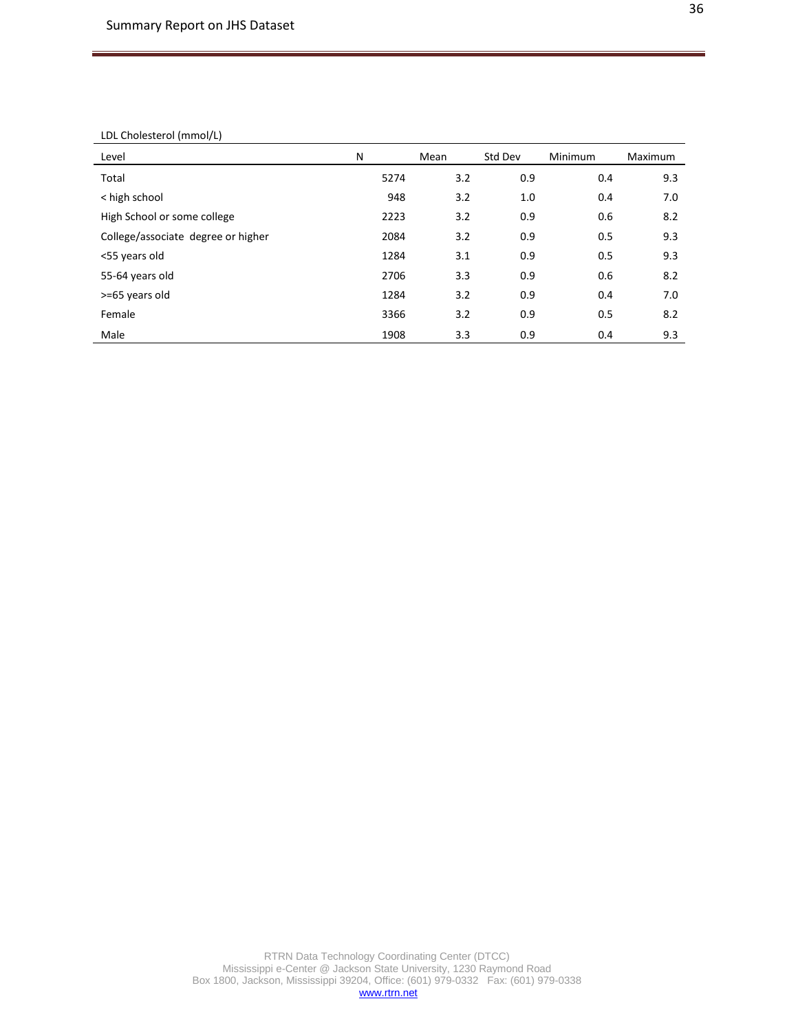LDL Cholesterol (mmol/L)

| Level | N | Mean | Std Dev | Minimum | Maximum |
|---|---|---|---|---|---|
| Total | 5274 | 3.2 | 0.9 | 0.4 | 9.3 |
| < high school | 948 | 3.2 | 1.0 | 0.4 | 7.0 |
| High School or some college | 2223 | 3.2 | 0.9 | 0.6 | 8.2 |
| College/associate degree or higher | 2084 | 3.2 | 0.9 | 0.5 | 9.3 |
| <55 years old | 1284 | 3.1 | 0.9 | 0.5 | 9.3 |
| 55-64 years old | 2706 | 3.3 | 0.9 | 0.6 | 8.2 |
| >=65 years old | 1284 | 3.2 | 0.9 | 0.4 | 7.0 |
| Female | 3366 | 3.2 | 0.9 | 0.5 | 8.2 |
| Male | 1908 | 3.3 | 0.9 | 0.4 | 9.3 |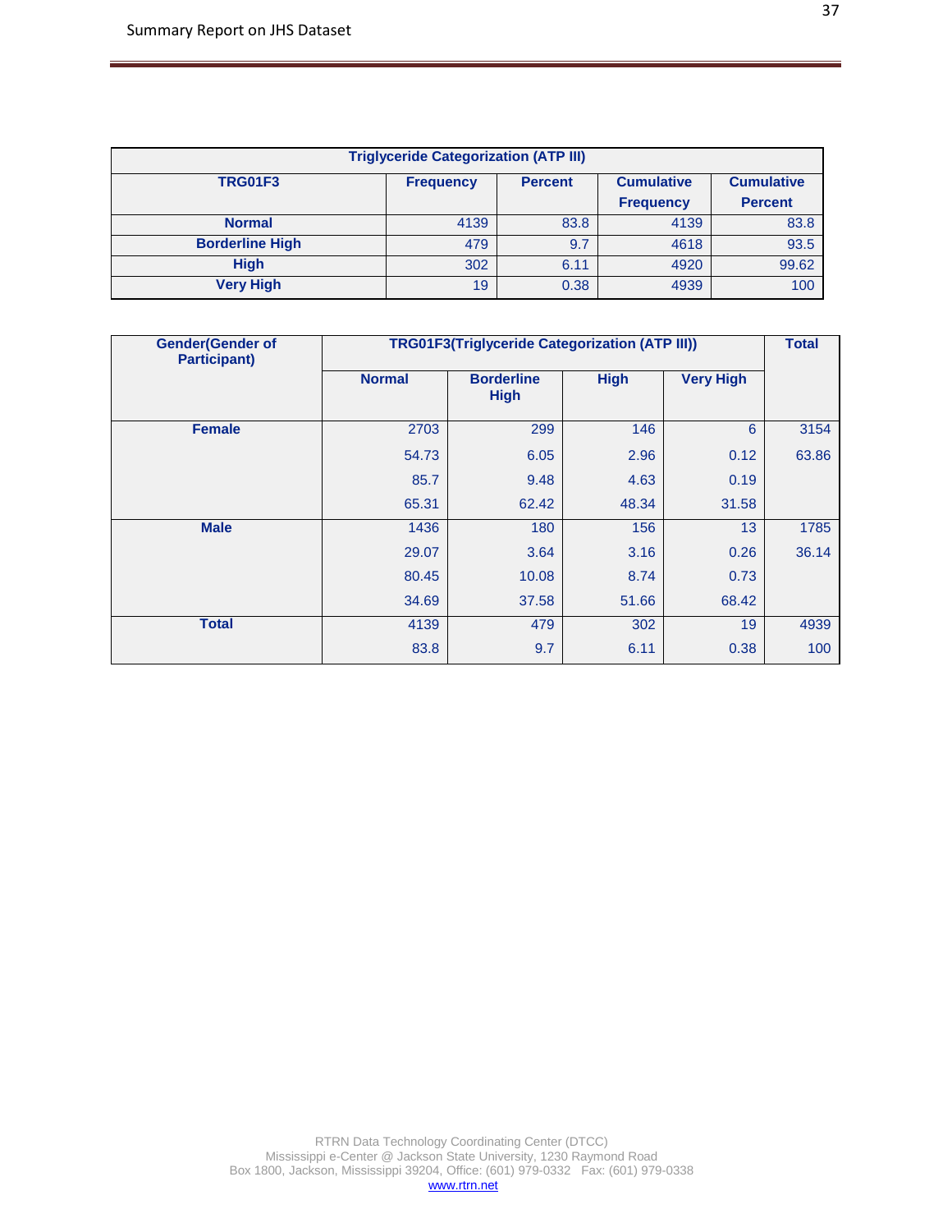| Triglyceride Categorization (ATP III) | | | | |
|---|---|---|---|---|
| **TRG01F3** | **Frequency** | **Percent** | **Cumulative Frequency** | **Cumulative Percent** |
| **Normal** | 4139 | 83.8 | 4139 | 83.8 |
| **Borderline High** | 479 | 9.7 | 4618 | 93.5 |
| **High** | 302 | 6.11 | 4920 | 99.62 |
| **Very High** | 19 | 0.38 | 4939 | 100 |

| Gender(Gender of Participant) | TRG01F3(Triglyceride Categorization (ATP III)) | | | | Total |
|---|---|---|---|---|---|
| | **Normal** | **Borderline High** | **High** | **Very High** | |
| **Female** | 2703 | 299 | 146 | 6 | 3154 |
| | 54.73 | 6.05 | 2.96 | 0.12 | 63.86 |
| | 85.7 | 9.48 | 4.63 | 0.19 | |
| | 65.31 | 62.42 | 48.34 | 31.58 | |
| **Male** | 1436 | 180 | 156 | 13 | 1785 |
| | 29.07 | 3.64 | 3.16 | 0.26 | 36.14 |
| | 80.45 | 10.08 | 8.74 | 0.73 | |
| | 34.69 | 37.58 | 51.66 | 68.42 | |
| **Total** | 4139 | 479 | 302 | 19 | 4939 |
| | 83.8 | 9.7 | 6.11 | 0.38 | 100 |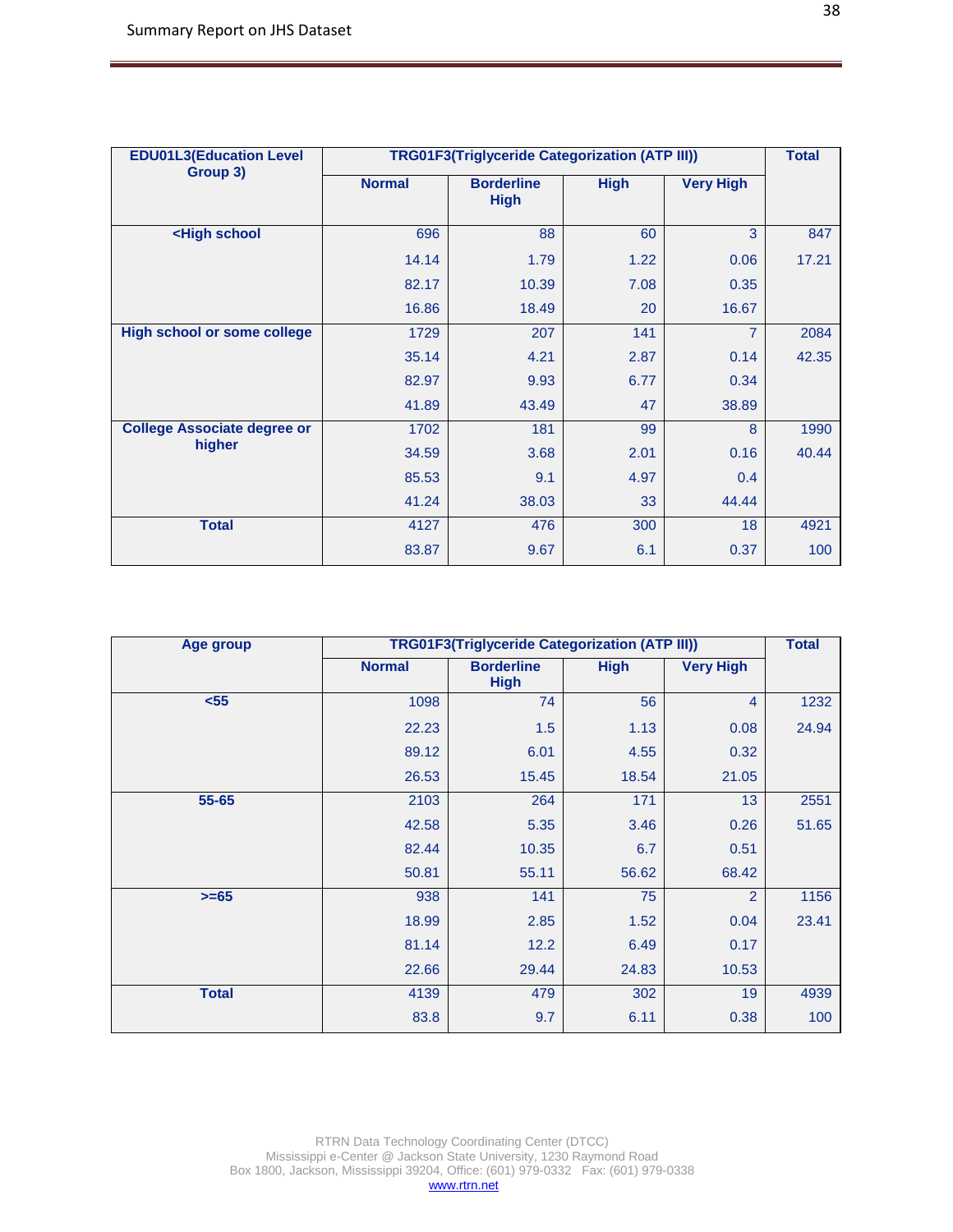| EDU01L3(Education Level Group 3) | TRG01F3(Triglyceride Categorization (ATP III)) | | | | Total |
|---|---|---|---|---|---|
| | Normal | Borderline High | High | Very High | |
| <High school | 696 | 88 | 60 | 3 | 847 |
| | 14.14 | 1.79 | 1.22 | 0.06 | 17.21 |
| | 82.17 | 10.39 | 7.08 | 0.35 | |
| | 16.86 | 18.49 | 20 | 16.67 | |
| High school or some college | 1729 | 207 | 141 | 7 | 2084 |
| | 35.14 | 4.21 | 2.87 | 0.14 | 42.35 |
| | 82.97 | 9.93 | 6.77 | 0.34 | |
| | 41.89 | 43.49 | 47 | 38.89 | |
| College Associate degree or higher | 1702 | 181 | 99 | 8 | 1990 |
| | 34.59 | 3.68 | 2.01 | 0.16 | 40.44 |
| | 85.53 | 9.1 | 4.97 | 0.4 | |
| | 41.24 | 38.03 | 33 | 44.44 | |
| Total | 4127 | 476 | 300 | 18 | 4921 |
| | 83.87 | 9.67 | 6.1 | 0.37 | 100 |

| Age group | TRG01F3(Triglyceride Categorization (ATP III)) | | | | Total |
|---|---|---|---|---|---|
| | Normal | Borderline High | High | Very High | |
| <55 | 1098 | 74 | 56 | 4 | 1232 |
| | 22.23 | 1.5 | 1.13 | 0.08 | 24.94 |
| | 89.12 | 6.01 | 4.55 | 0.32 | |
| | 26.53 | 15.45 | 18.54 | 21.05 | |
| 55-65 | 2103 | 264 | 171 | 13 | 2551 |
| | 42.58 | 5.35 | 3.46 | 0.26 | 51.65 |
| | 82.44 | 10.35 | 6.7 | 0.51 | |
| | 50.81 | 55.11 | 56.62 | 68.42 | |
| >=65 | 938 | 141 | 75 | 2 | 1156 |
| | 18.99 | 2.85 | 1.52 | 0.04 | 23.41 |
| | 81.14 | 12.2 | 6.49 | 0.17 | |
| | 22.66 | 29.44 | 24.83 | 10.53 | |
| Total | 4139 | 479 | 302 | 19 | 4939 |
| | 83.8 | 9.7 | 6.11 | 0.38 | 100 |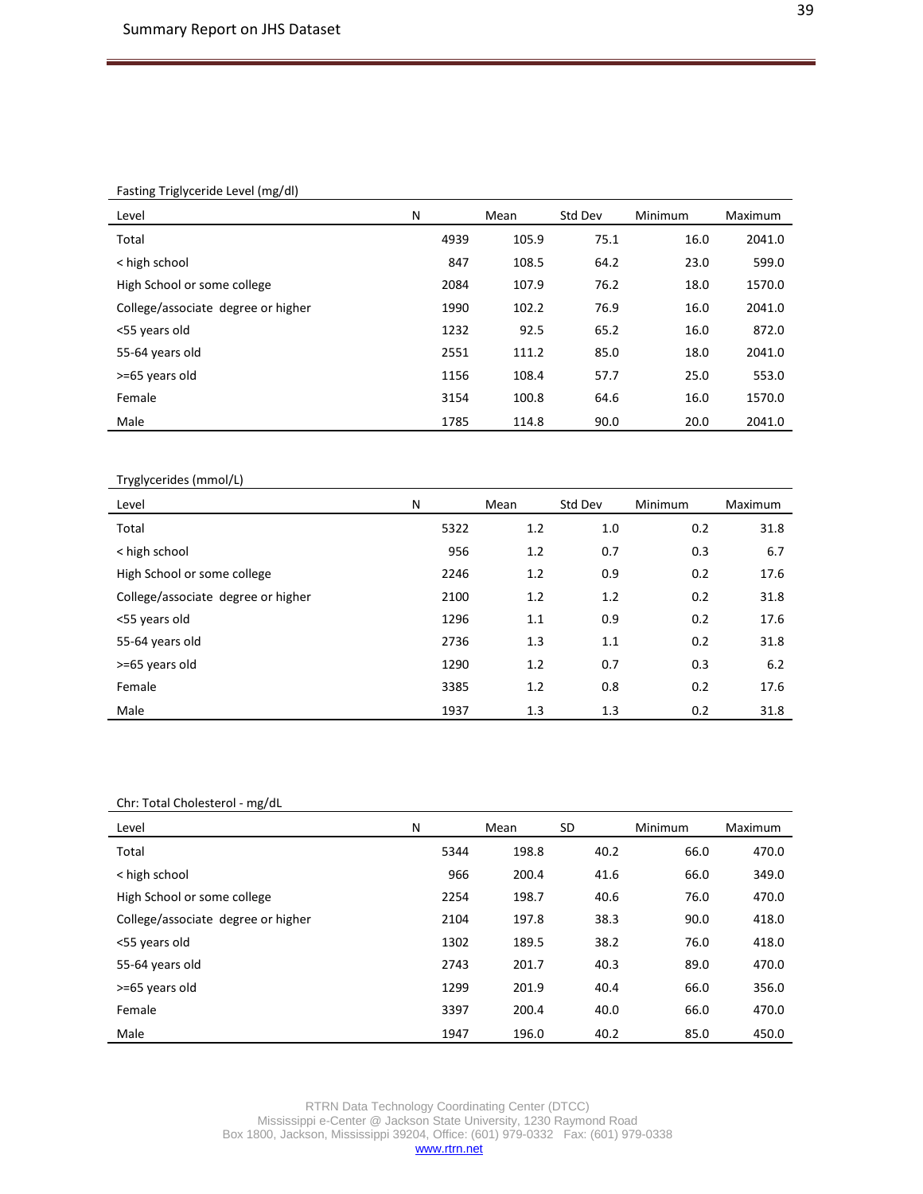Fasting Triglyceride Level (mg/dl)

| Level | N | Mean | Std Dev | Minimum | Maximum |
|---|---|---|---|---|---|
| Total | 4939 | 105.9 | 75.1 | 16.0 | 2041.0 |
| < high school | 847 | 108.5 | 64.2 | 23.0 | 599.0 |
| High School or some college | 2084 | 107.9 | 76.2 | 18.0 | 1570.0 |
| College/associate degree or higher | 1990 | 102.2 | 76.9 | 16.0 | 2041.0 |
| <55 years old | 1232 | 92.5 | 65.2 | 16.0 | 872.0 |
| 55-64 years old | 2551 | 111.2 | 85.0 | 18.0 | 2041.0 |
| >=65 years old | 1156 | 108.4 | 57.7 | 25.0 | 553.0 |
| Female | 3154 | 100.8 | 64.6 | 16.0 | 1570.0 |
| Male | 1785 | 114.8 | 90.0 | 20.0 | 2041.0 |

Tryglycerides (mmol/L)

| Level | N | Mean | Std Dev | Minimum | Maximum |
|---|---|---|---|---|---|
| Total | 5322 | 1.2 | 1.0 | 0.2 | 31.8 |
| < high school | 956 | 1.2 | 0.7 | 0.3 | 6.7 |
| High School or some college | 2246 | 1.2 | 0.9 | 0.2 | 17.6 |
| College/associate degree or higher | 2100 | 1.2 | 1.2 | 0.2 | 31.8 |
| <55 years old | 1296 | 1.1 | 0.9 | 0.2 | 17.6 |
| 55-64 years old | 2736 | 1.3 | 1.1 | 0.2 | 31.8 |
| >=65 years old | 1290 | 1.2 | 0.7 | 0.3 | 6.2 |
| Female | 3385 | 1.2 | 0.8 | 0.2 | 17.6 |
| Male | 1937 | 1.3 | 1.3 | 0.2 | 31.8 |

Chr: Total Cholesterol - mg/dL

| Level | N | Mean | SD | Minimum | Maximum |
|---|---|---|---|---|---|
| Total | 5344 | 198.8 | 40.2 | 66.0 | 470.0 |
| < high school | 966 | 200.4 | 41.6 | 66.0 | 349.0 |
| High School or some college | 2254 | 198.7 | 40.6 | 76.0 | 470.0 |
| College/associate degree or higher | 2104 | 197.8 | 38.3 | 90.0 | 418.0 |
| <55 years old | 1302 | 189.5 | 38.2 | 76.0 | 418.0 |
| 55-64 years old | 2743 | 201.7 | 40.3 | 89.0 | 470.0 |
| >=65 years old | 1299 | 201.9 | 40.4 | 66.0 | 356.0 |
| Female | 3397 | 200.4 | 40.0 | 66.0 | 470.0 |
| Male | 1947 | 196.0 | 40.2 | 85.0 | 450.0 |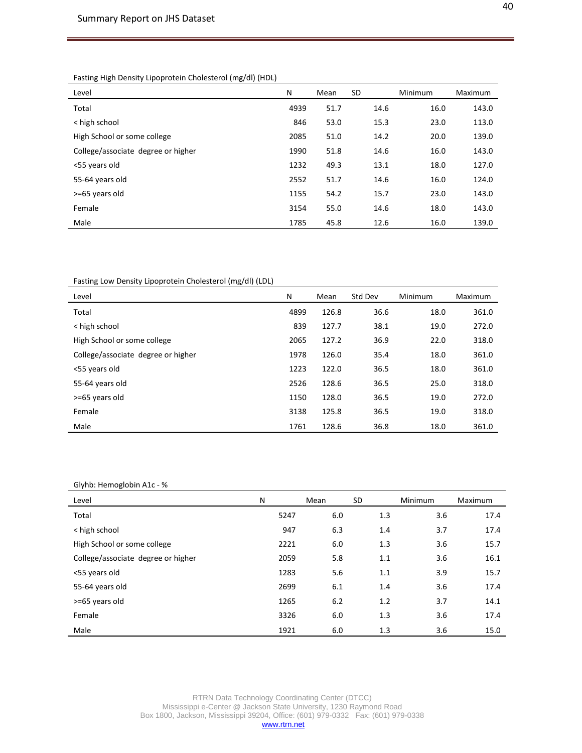Fasting High Density Lipoprotein Cholesterol (mg/dl) (HDL)

| Level | N | Mean | SD | Minimum | Maximum |
|---|---|---|---|---|---|
| Total | 4939 | 51.7 | 14.6 | 16.0 | 143.0 |
| < high school | 846 | 53.0 | 15.3 | 23.0 | 113.0 |
| High School or some college | 2085 | 51.0 | 14.2 | 20.0 | 139.0 |
| College/associate degree or higher | 1990 | 51.8 | 14.6 | 16.0 | 143.0 |
| <55 years old | 1232 | 49.3 | 13.1 | 18.0 | 127.0 |
| 55-64 years old | 2552 | 51.7 | 14.6 | 16.0 | 124.0 |
| >=65 years old | 1155 | 54.2 | 15.7 | 23.0 | 143.0 |
| Female | 3154 | 55.0 | 14.6 | 18.0 | 143.0 |
| Male | 1785 | 45.8 | 12.6 | 16.0 | 139.0 |

Fasting Low Density Lipoprotein Cholesterol (mg/dl) (LDL)

| Level | N | Mean | Std Dev | Minimum | Maximum |
|---|---|---|---|---|---|
| Total | 4899 | 126.8 | 36.6 | 18.0 | 361.0 |
| < high school | 839 | 127.7 | 38.1 | 19.0 | 272.0 |
| High School or some college | 2065 | 127.2 | 36.9 | 22.0 | 318.0 |
| College/associate degree or higher | 1978 | 126.0 | 35.4 | 18.0 | 361.0 |
| <55 years old | 1223 | 122.0 | 36.5 | 18.0 | 361.0 |
| 55-64 years old | 2526 | 128.6 | 36.5 | 25.0 | 318.0 |
| >=65 years old | 1150 | 128.0 | 36.5 | 19.0 | 272.0 |
| Female | 3138 | 125.8 | 36.5 | 19.0 | 318.0 |
| Male | 1761 | 128.6 | 36.8 | 18.0 | 361.0 |

Glyhb: Hemoglobin A1c - %

| Level | N | Mean | SD | Minimum | Maximum |
|---|---|---|---|---|---|
| Total | 5247 | 6.0 | 1.3 | 3.6 | 17.4 |
| < high school | 947 | 6.3 | 1.4 | 3.7 | 17.4 |
| High School or some college | 2221 | 6.0 | 1.3 | 3.6 | 15.7 |
| College/associate degree or higher | 2059 | 5.8 | 1.1 | 3.6 | 16.1 |
| <55 years old | 1283 | 5.6 | 1.1 | 3.9 | 15.7 |
| 55-64 years old | 2699 | 6.1 | 1.4 | 3.6 | 17.4 |
| >=65 years old | 1265 | 6.2 | 1.2 | 3.7 | 14.1 |
| Female | 3326 | 6.0 | 1.3 | 3.6 | 17.4 |
| Male | 1921 | 6.0 | 1.3 | 3.6 | 15.0 |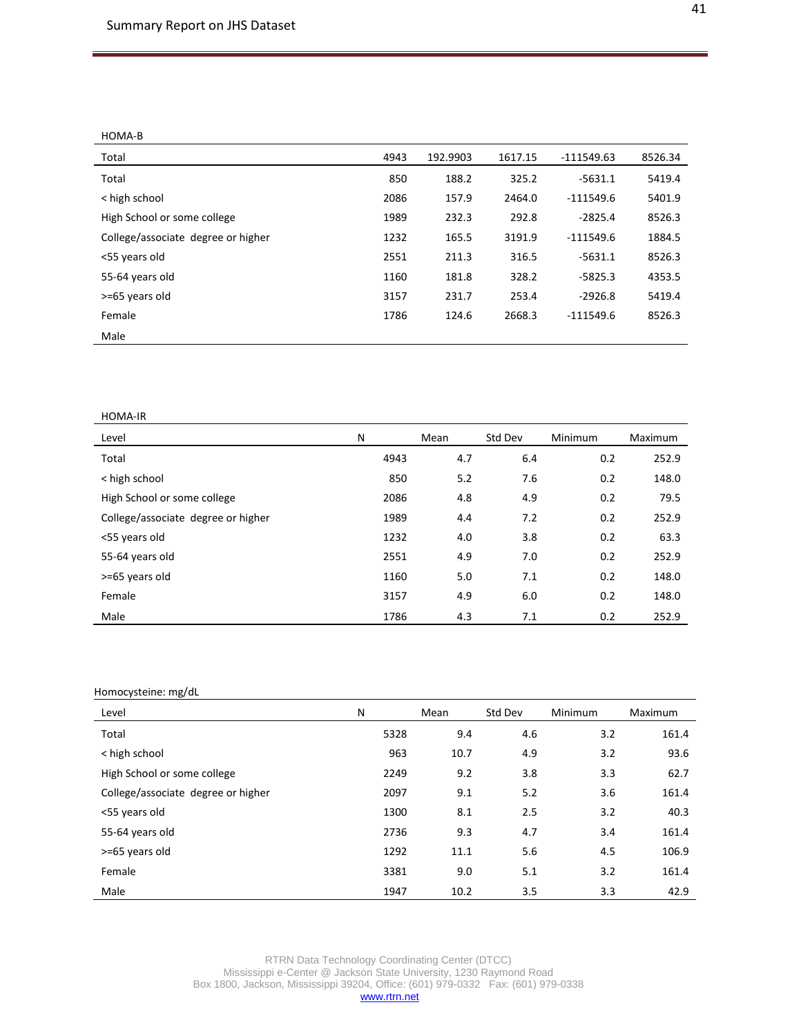HOMA-B

| Total | 4943 | 192.9903 | 1617.15 | -111549.63 | 8526.34 |
|---|---|---|---|---|---|
| Total | 850 | 188.2 | 325.2 | -5631.1 | 5419.4 |
| < high school | 2086 | 157.9 | 2464.0 | -111549.6 | 5401.9 |
| High School or some college | 1989 | 232.3 | 292.8 | -2825.4 | 8526.3 |
| College/associate degree or higher | 1232 | 165.5 | 3191.9 | -111549.6 | 1884.5 |
| <55 years old | 2551 | 211.3 | 316.5 | -5631.1 | 8526.3 |
| 55-64 years old | 1160 | 181.8 | 328.2 | -5825.3 | 4353.5 |
| >=65 years old | 3157 | 231.7 | 253.4 | -2926.8 | 5419.4 |
| Female | 1786 | 124.6 | 2668.3 | -111549.6 | 8526.3 |
| Male | | | | | |

HOMA-IR

| Level | N | Mean | Std Dev | Minimum | Maximum |
|---|---|---|---|---|---|
| Total | 4943 | 4.7 | 6.4 | 0.2 | 252.9 |
| < high school | 850 | 5.2 | 7.6 | 0.2 | 148.0 |
| High School or some college | 2086 | 4.8 | 4.9 | 0.2 | 79.5 |
| College/associate degree or higher | 1989 | 4.4 | 7.2 | 0.2 | 252.9 |
| <55 years old | 1232 | 4.0 | 3.8 | 0.2 | 63.3 |
| 55-64 years old | 2551 | 4.9 | 7.0 | 0.2 | 252.9 |
| >=65 years old | 1160 | 5.0 | 7.1 | 0.2 | 148.0 |
| Female | 3157 | 4.9 | 6.0 | 0.2 | 148.0 |
| Male | 1786 | 4.3 | 7.1 | 0.2 | 252.9 |

Homocysteine: mg/dL

| Level | N | Mean | Std Dev | Minimum | Maximum |
|---|---|---|---|---|---|
| Total | 5328 | 9.4 | 4.6 | 3.2 | 161.4 |
| < high school | 963 | 10.7 | 4.9 | 3.2 | 93.6 |
| High School or some college | 2249 | 9.2 | 3.8 | 3.3 | 62.7 |
| College/associate degree or higher | 2097 | 9.1 | 5.2 | 3.6 | 161.4 |
| <55 years old | 1300 | 8.1 | 2.5 | 3.2 | 40.3 |
| 55-64 years old | 2736 | 9.3 | 4.7 | 3.4 | 161.4 |
| >=65 years old | 1292 | 11.1 | 5.6 | 4.5 | 106.9 |
| Female | 3381 | 9.0 | 5.1 | 3.2 | 161.4 |
| Male | 1947 | 10.2 | 3.5 | 3.3 | 42.9 |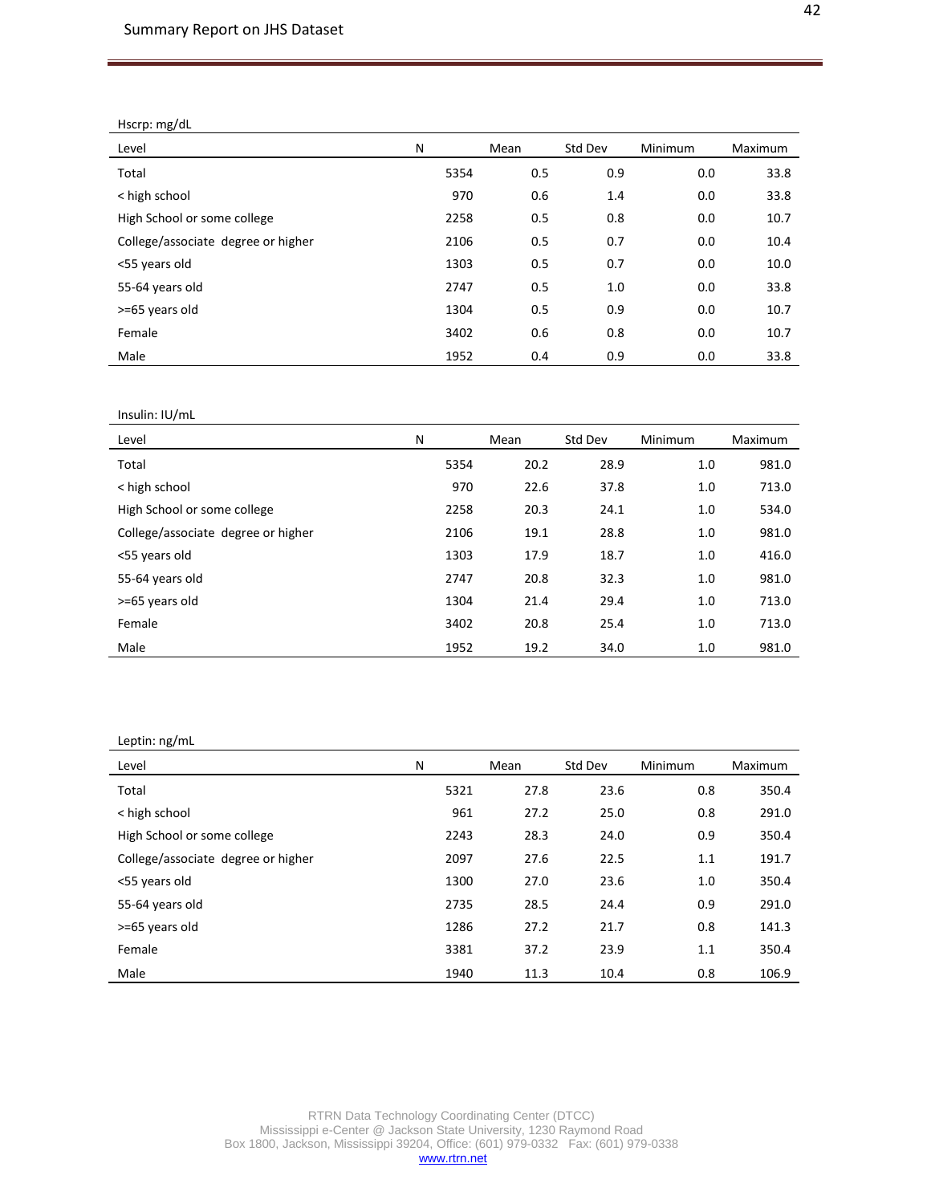Hscrp: mg/dL

| Level | N | Mean | Std Dev | Minimum | Maximum |
|---|---|---|---|---|---|
| Total | 5354 | 0.5 | 0.9 | 0.0 | 33.8 |
| < high school | 970 | 0.6 | 1.4 | 0.0 | 33.8 |
| High School or some college | 2258 | 0.5 | 0.8 | 0.0 | 10.7 |
| College/associate degree or higher | 2106 | 0.5 | 0.7 | 0.0 | 10.4 |
| <55 years old | 1303 | 0.5 | 0.7 | 0.0 | 10.0 |
| 55-64 years old | 2747 | 0.5 | 1.0 | 0.0 | 33.8 |
| >=65 years old | 1304 | 0.5 | 0.9 | 0.0 | 10.7 |
| Female | 3402 | 0.6 | 0.8 | 0.0 | 10.7 |
| Male | 1952 | 0.4 | 0.9 | 0.0 | 33.8 |

Insulin: IU/mL

| Level | N | Mean | Std Dev | Minimum | Maximum |
|---|---|---|---|---|---|
| Total | 5354 | 20.2 | 28.9 | 1.0 | 981.0 |
| < high school | 970 | 22.6 | 37.8 | 1.0 | 713.0 |
| High School or some college | 2258 | 20.3 | 24.1 | 1.0 | 534.0 |
| College/associate degree or higher | 2106 | 19.1 | 28.8 | 1.0 | 981.0 |
| <55 years old | 1303 | 17.9 | 18.7 | 1.0 | 416.0 |
| 55-64 years old | 2747 | 20.8 | 32.3 | 1.0 | 981.0 |
| >=65 years old | 1304 | 21.4 | 29.4 | 1.0 | 713.0 |
| Female | 3402 | 20.8 | 25.4 | 1.0 | 713.0 |
| Male | 1952 | 19.2 | 34.0 | 1.0 | 981.0 |

Leptin: ng/mL

| Level | N | Mean | Std Dev | Minimum | Maximum |
|---|---|---|---|---|---|
| Total | 5321 | 27.8 | 23.6 | 0.8 | 350.4 |
| < high school | 961 | 27.2 | 25.0 | 0.8 | 291.0 |
| High School or some college | 2243 | 28.3 | 24.0 | 0.9 | 350.4 |
| College/associate degree or higher | 2097 | 27.6 | 22.5 | 1.1 | 191.7 |
| <55 years old | 1300 | 27.0 | 23.6 | 1.0 | 350.4 |
| 55-64 years old | 2735 | 28.5 | 24.4 | 0.9 | 291.0 |
| >=65 years old | 1286 | 27.2 | 21.7 | 0.8 | 141.3 |
| Female | 3381 | 37.2 | 23.9 | 1.1 | 350.4 |
| Male | 1940 | 11.3 | 10.4 | 0.8 | 106.9 |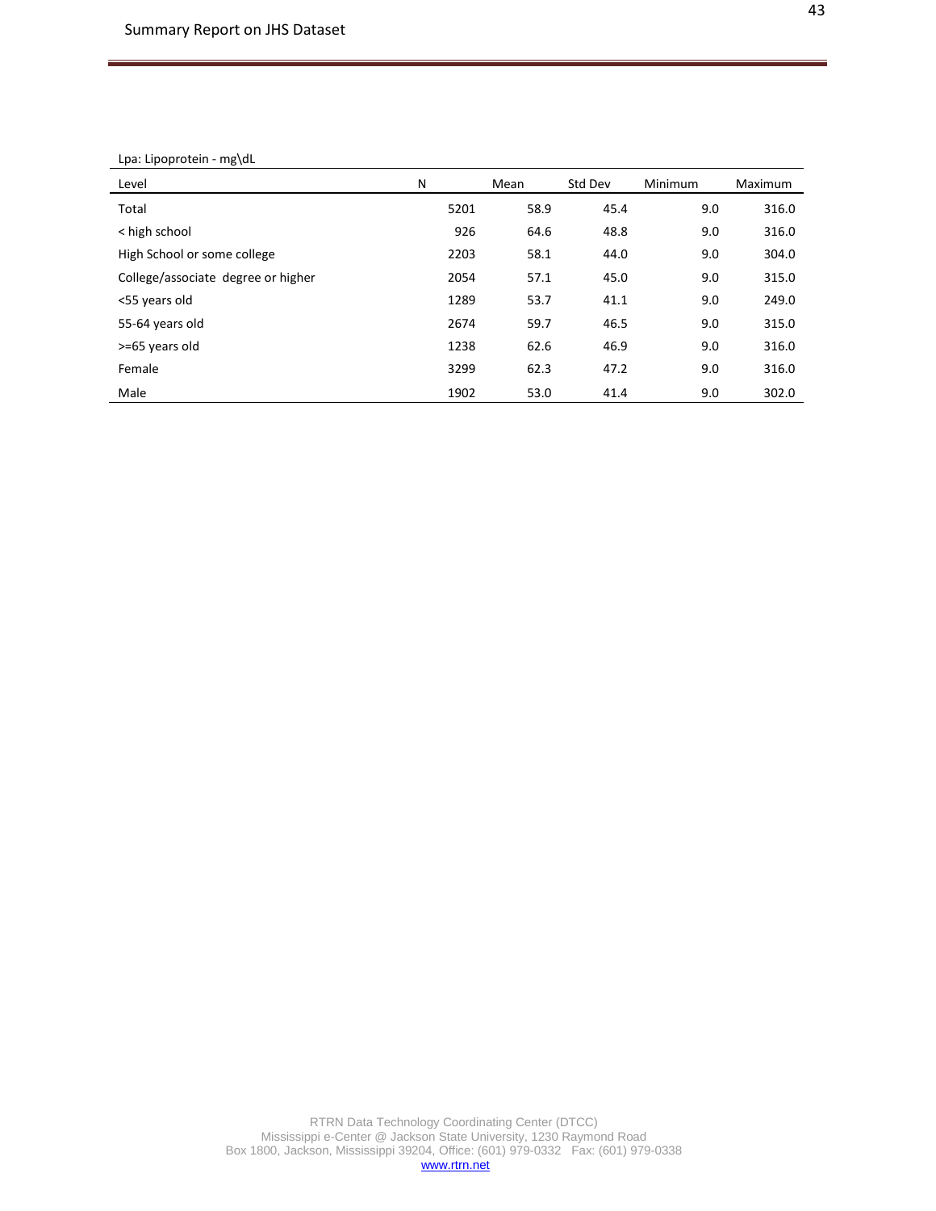Lpa: Lipoprotein - mg\dL

| Level | N | Mean | Std Dev | Minimum | Maximum |
|---|---|---|---|---|---|
| Total | 5201 | 58.9 | 45.4 | 9.0 | 316.0 |
| < high school | 926 | 64.6 | 48.8 | 9.0 | 316.0 |
| High School or some college | 2203 | 58.1 | 44.0 | 9.0 | 304.0 |
| College/associate degree or higher | 2054 | 57.1 | 45.0 | 9.0 | 315.0 |
| <55 years old | 1289 | 53.7 | 41.1 | 9.0 | 249.0 |
| 55-64 years old | 2674 | 59.7 | 46.5 | 9.0 | 315.0 |
| >=65 years old | 1238 | 62.6 | 46.9 | 9.0 | 316.0 |
| Female | 3299 | 62.3 | 47.2 | 9.0 | 316.0 |
| Male | 1902 | 53.0 | 41.4 | 9.0 | 302.0 |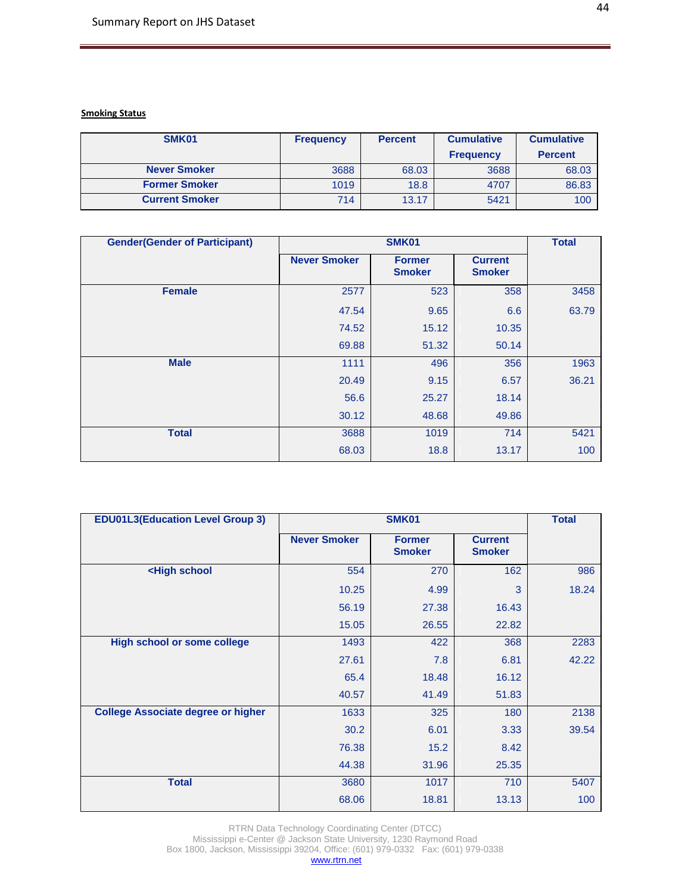**Smoking Status**

| SMK01 | Frequency | Percent | Cumulative Frequency | Cumulative Percent |
|---|---|---|---|---|
| Never Smoker | 3688 | 68.03 | 3688 | 68.03 |
| Former Smoker | 1019 | 18.8 | 4707 | 86.83 |
| Current Smoker | 714 | 13.17 | 5421 | 100 |

| Gender(Gender of Participant) | SMK01 | | | Total |
|---|---|---|---|---|
| | Never Smoker | Former Smoker | Current Smoker | |
| Female | 2577 | 523 | 358 | 3458 |
| | 47.54 | 9.65 | 6.6 | 63.79 |
| | 74.52 | 15.12 | 10.35 | |
| | 69.88 | 51.32 | 50.14 | |
| Male | 1111 | 496 | 356 | 1963 |
| | 20.49 | 9.15 | 6.57 | 36.21 |
| | 56.6 | 25.27 | 18.14 | |
| | 30.12 | 48.68 | 49.86 | |
| Total | 3688 | 1019 | 714 | 5421 |
| | 68.03 | 18.8 | 13.17 | 100 |

| EDU01L3(Education Level Group 3) | SMK01 | | | Total |
|---|---|---|---|---|
| | Never Smoker | Former Smoker | Current Smoker | |
| <High school | 554 | 270 | 162 | 986 |
| | 10.25 | 4.99 | 3 | 18.24 |
| | 56.19 | 27.38 | 16.43 | |
| | 15.05 | 26.55 | 22.82 | |
| High school or some college | 1493 | 422 | 368 | 2283 |
| | 27.61 | 7.8 | 6.81 | 42.22 |
| | 65.4 | 18.48 | 16.12 | |
| | 40.57 | 41.49 | 51.83 | |
| College Associate degree or higher | 1633 | 325 | 180 | 2138 |
| | 30.2 | 6.01 | 3.33 | 39.54 |
| | 76.38 | 15.2 | 8.42 | |
| | 44.38 | 31.96 | 25.35 | |
| Total | 3680 | 1017 | 710 | 5407 |
| | 68.06 | 18.81 | 13.13 | 100 |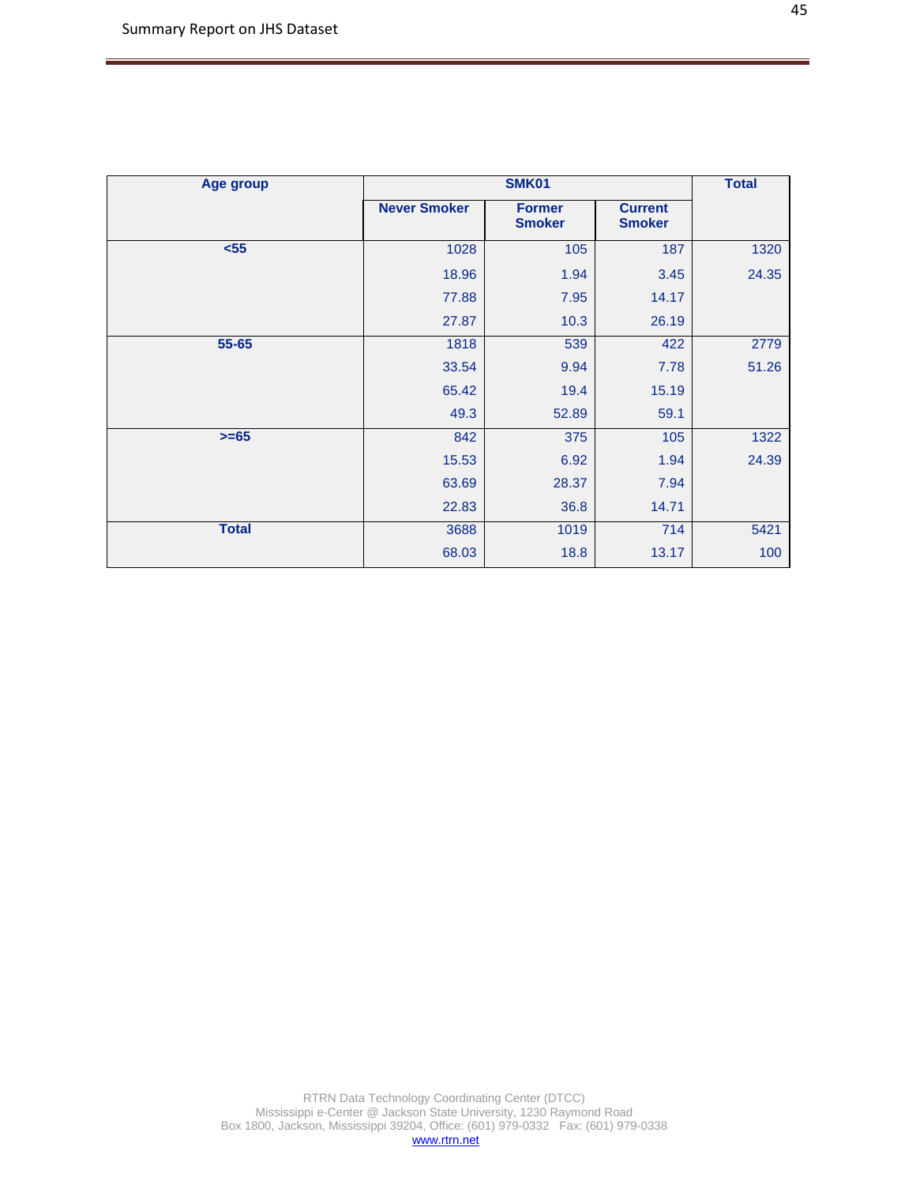| Age group | SMK01 | | | Total |
|---|---|---|---|---|
| | Never Smoker | Former Smoker | Current Smoker | |
| <55 | 1028 | 105 | 187 | 1320 |
| | 18.96 | 1.94 | 3.45 | 24.35 |
| | 77.88 | 7.95 | 14.17 | |
| | 27.87 | 10.3 | 26.19 | |
| 55-65 | 1818 | 539 | 422 | 2779 |
| | 33.54 | 9.94 | 7.78 | 51.26 |
| | 65.42 | 19.4 | 15.19 | |
| | 49.3 | 52.89 | 59.1 | |
| >=65 | 842 | 375 | 105 | 1322 |
| | 15.53 | 6.92 | 1.94 | 24.39 |
| | 63.69 | 28.37 | 7.94 | |
| | 22.83 | 36.8 | 14.71 | |
| Total | 3688 | 1019 | 714 | 5421 |
| | 68.03 | 18.8 | 13.17 | 100 |